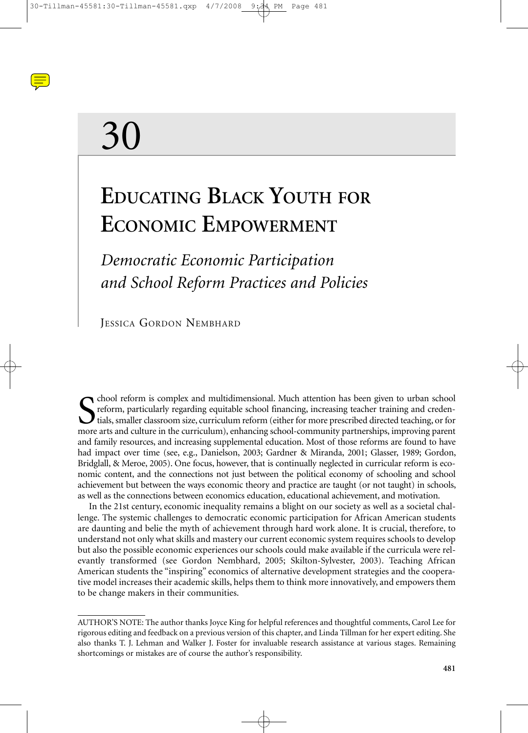# 30

# Educating Black Youth for Economic Empowerment

## *Democratic Economic Participation and School Reform Practices and Policies*

Jessica Gordon Nembhard

School reform is complex and multidimensional. Much attention has been given to urban school reform, particularly regarding equitable school financing, increasing teacher training and credentials, smaller classroom size, curriculum reform (either for more prescribed directed teaching, or for more arts and culture in the curriculum), enhancing school-community partnerships, improving parent and family resources, and increasing supplemental education. Most of those reforms are found to have had impact over time (see, e.g., Danielson, 2003; Gardner & Miranda, 2001; Glasser, 1989; Gordon, Bridglall, & Meroe, 2005). One focus, however, that is continually neglected in curricular reform is economic content, and the connections not just between the political economy of schooling and school achievement but between the ways economic theory and practice are taught (or not taught) in schools, as well as the connections between economics education, educational achievement, and motivation.

In the 21st century, economic inequality remains a blight on our society as well as a societal challenge. The systemic challenges to democratic economic participation for African American students are daunting and belie the myth of achievement through hard work alone. It is crucial, therefore, to understand not only what skills and mastery our current economic system requires schools to develop but also the possible economic experiences our schools could make available if the curricula were relevantly transformed (see Gordon Nembhard, 2005; Skilton-Sylvester, 2003). Teaching African American students the "inspiring" economics of alternative development strategies and the cooperative model increases their academic skills, helps them to think more innovatively, and empowers them to be change makers in their communities.

---

AUTHOR'S NOTE: The author thanks Joyce King for helpful references and thoughtful comments, Carol Lee for rigorous editing and feedback on a previous version of this chapter, and Linda Tillman for her expert editing. She also thanks T. J. Lehman and Walker J. Foster for invaluable research assistance at various stages. Remaining shortcomings or mistakes are of course the author's responsibility.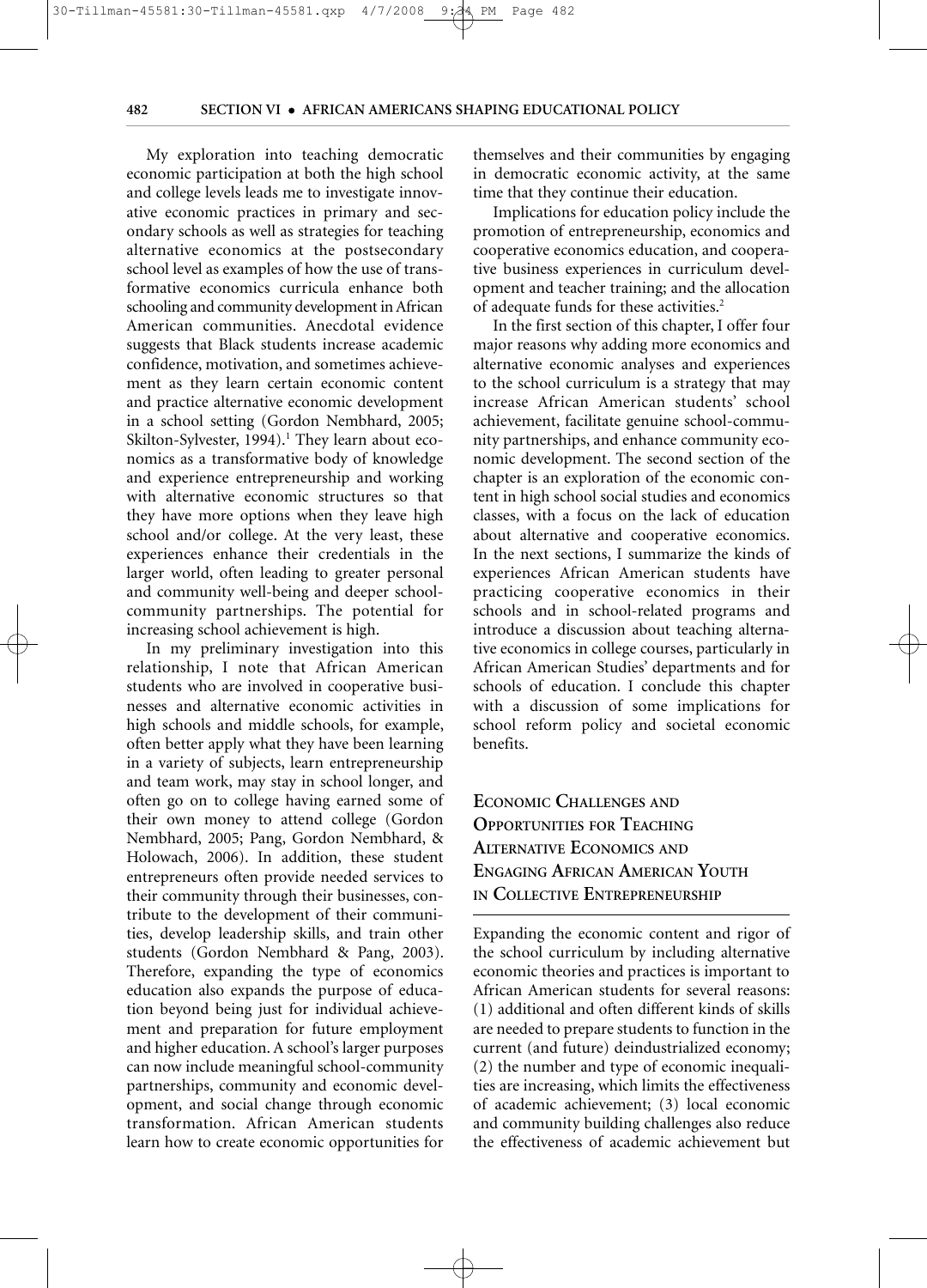My exploration into teaching democratic economic participation at both the high school and college levels leads me to investigate innovative economic practices in primary and secondary schools as well as strategies for teaching alternative economics at the postsecondary school level as examples of how the use of transformative economics curricula enhance both schooling and community development in African American communities. Anecdotal evidence suggests that Black students increase academic confidence, motivation, and sometimes achievement as they learn certain economic content and practice alternative economic development in a school setting (Gordon Nembhard, 2005; Skilton-Sylvester, 1994).[1] They learn about economics as a transformative body of knowledge and experience entrepreneurship and working with alternative economic structures so that they have more options when they leave high school and/or college. At the very least, these experiences enhance their credentials in the larger world, often leading to greater personal and community well-being and deeper school-community partnerships. The potential for increasing school achievement is high.

In my preliminary investigation into this relationship, I note that African American students who are involved in cooperative businesses and alternative economic activities in high schools and middle schools, for example, often better apply what they have been learning in a variety of subjects, learn entrepreneurship and team work, may stay in school longer, and often go on to college having earned some of their own money to attend college (Gordon Nembhard, 2005; Pang, Gordon Nembhard, & Holowach, 2006). In addition, these student entrepreneurs often provide needed services to their community through their businesses, contribute to the development of their communities, develop leadership skills, and train other students (Gordon Nembhard & Pang, 2003). Therefore, expanding the type of economics education also expands the purpose of education beyond being just for individual achievement and preparation for future employment and higher education. A school's larger purposes can now include meaningful school-community partnerships, community and economic development, and social change through economic transformation. African American students learn how to create economic opportunities for themselves and their communities by engaging in democratic economic activity, at the same time that they continue their education.

Implications for education policy include the promotion of entrepreneurship, economics and cooperative economics education, and cooperative business experiences in curriculum development and teacher training; and the allocation of adequate funds for these activities.[2]

In the first section of this chapter, I offer four major reasons why adding more economics and alternative economic analyses and experiences to the school curriculum is a strategy that may increase African American students' school achievement, facilitate genuine school-community partnerships, and enhance community economic development. The second section of the chapter is an exploration of the economic content in high school social studies and economics classes, with a focus on the lack of education about alternative and cooperative economics. In the next sections, I summarize the kinds of experiences African American students have practicing cooperative economics in their schools and in school-related programs and introduce a discussion about teaching alternative economics in college courses, particularly in African American Studies' departments and for schools of education. I conclude this chapter with a discussion of some implications for school reform policy and societal economic benefits.

## Economic Challenges and Opportunities for Teaching Alternative Economics and Engaging African American Youth in Collective Entrepreneurship

Expanding the economic content and rigor of the school curriculum by including alternative economic theories and practices is important to African American students for several reasons: (1) additional and often different kinds of skills are needed to prepare students to function in the current (and future) deindustrialized economy; (2) the number and type of economic inequalities are increasing, which limits the effectiveness of academic achievement; (3) local economic and community building challenges also reduce the effectiveness of academic achievement but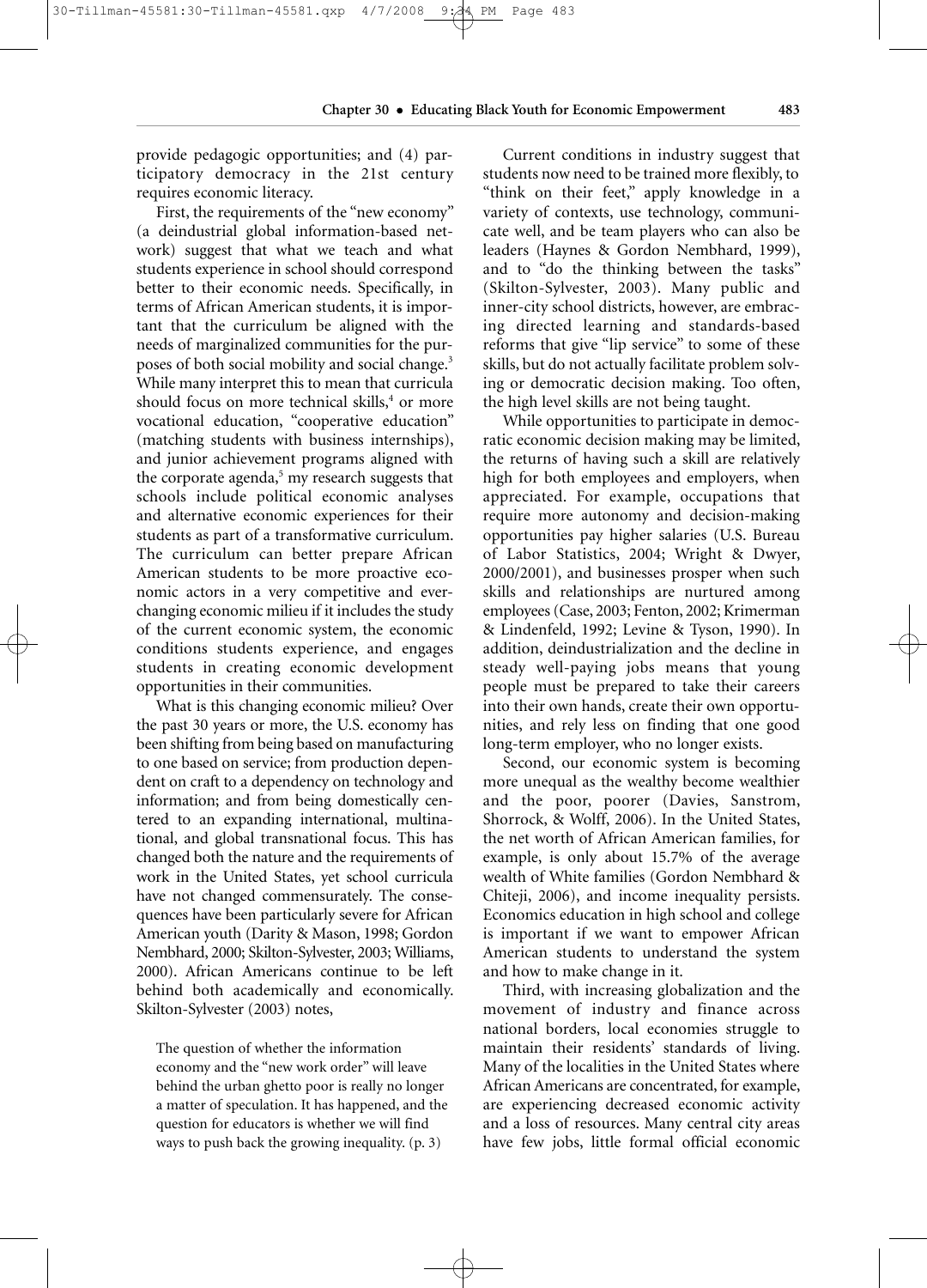provide pedagogic opportunities; and (4) participatory democracy in the 21st century requires economic literacy.

First, the requirements of the "new economy" (a deindustrial global information-based network) suggest that what we teach and what students experience in school should correspond better to their economic needs. Specifically, in terms of African American students, it is important that the curriculum be aligned with the needs of marginalized communities for the purposes of both social mobility and social change.[3] While many interpret this to mean that curricula should focus on more technical skills,[4] or more vocational education, "cooperative education" (matching students with business internships), and junior achievement programs aligned with the corporate agenda,[5] my research suggests that schools include political economic analyses and alternative economic experiences for their students as part of a transformative curriculum. The curriculum can better prepare African American students to be more proactive economic actors in a very competitive and ever-changing economic milieu if it includes the study of the current economic system, the economic conditions students experience, and engages students in creating economic development opportunities in their communities.

What is this changing economic milieu? Over the past 30 years or more, the U.S. economy has been shifting from being based on manufacturing to one based on service; from production dependent on craft to a dependency on technology and information; and from being domestically centered to an expanding international, multinational, and global transnational focus. This has changed both the nature and the requirements of work in the United States, yet school curricula have not changed commensurately. The consequences have been particularly severe for African American youth (Darity & Mason, 1998; Gordon Nembhard, 2000; Skilton-Sylvester, 2003; Williams, 2000). African Americans continue to be left behind both academically and economically. Skilton-Sylvester (2003) notes,

> The question of whether the information economy and the "new work order" will leave behind the urban ghetto poor is really no longer a matter of speculation. It has happened, and the question for educators is whether we will find ways to push back the growing inequality. (p. 3)

Current conditions in industry suggest that students now need to be trained more flexibly, to "think on their feet," apply knowledge in a variety of contexts, use technology, communicate well, and be team players who can also be leaders (Haynes & Gordon Nembhard, 1999), and to "do the thinking between the tasks" (Skilton-Sylvester, 2003). Many public and inner-city school districts, however, are embracing directed learning and standards-based reforms that give "lip service" to some of these skills, but do not actually facilitate problem solving or democratic decision making. Too often, the high level skills are not being taught.

While opportunities to participate in democratic economic decision making may be limited, the returns of having such a skill are relatively high for both employees and employers, when appreciated. For example, occupations that require more autonomy and decision-making opportunities pay higher salaries (U.S. Bureau of Labor Statistics, 2004; Wright & Dwyer, 2000/2001), and businesses prosper when such skills and relationships are nurtured among employees (Case, 2003; Fenton, 2002; Krimerman & Lindenfeld, 1992; Levine & Tyson, 1990). In addition, deindustrialization and the decline in steady well-paying jobs means that young people must be prepared to take their careers into their own hands, create their own opportunities, and rely less on finding that one good long-term employer, who no longer exists.

Second, our economic system is becoming more unequal as the wealthy become wealthier and the poor, poorer (Davies, Sanstrom, Shorrock, & Wolff, 2006). In the United States, the net worth of African American families, for example, is only about 15.7% of the average wealth of White families (Gordon Nembhard & Chiteji, 2006), and income inequality persists. Economics education in high school and college is important if we want to empower African American students to understand the system and how to make change in it.

Third, with increasing globalization and the movement of industry and finance across national borders, local economies struggle to maintain their residents' standards of living. Many of the localities in the United States where African Americans are concentrated, for example, are experiencing decreased economic activity and a loss of resources. Many central city areas have few jobs, little formal official economic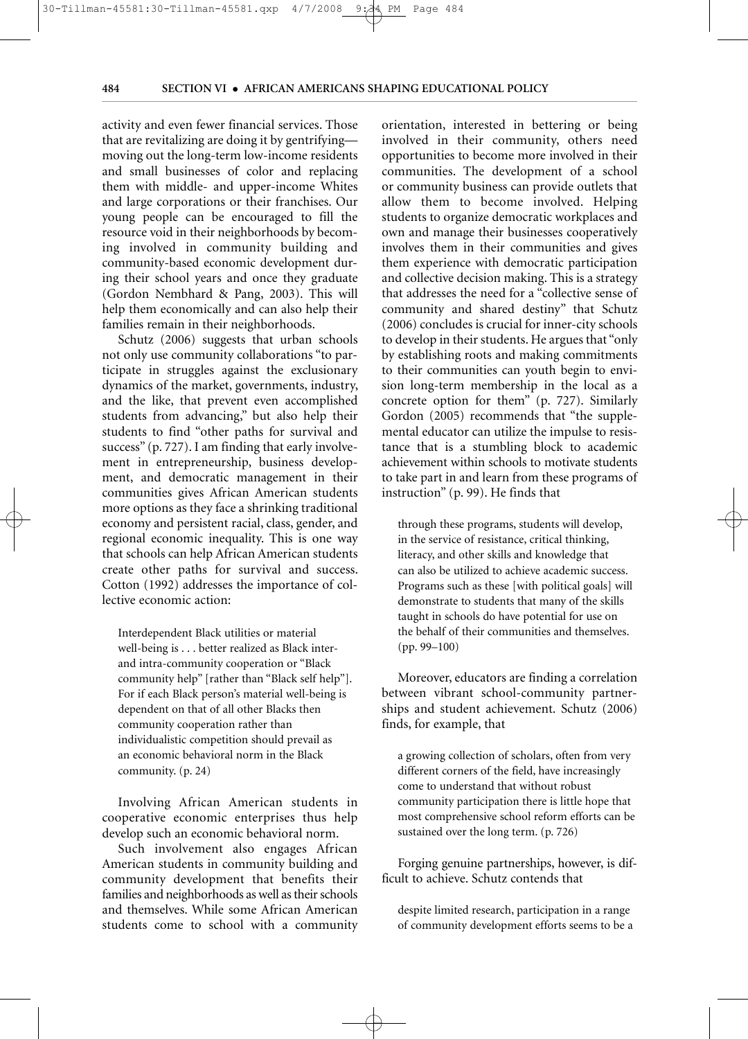activity and even fewer financial services. Those that are revitalizing are doing it by gentrifying—moving out the long-term low-income residents and small businesses of color and replacing them with middle- and upper-income Whites and large corporations or their franchises. Our young people can be encouraged to fill the resource void in their neighborhoods by becoming involved in community building and community-based economic development during their school years and once they graduate (Gordon Nembhard & Pang, 2003). This will help them economically and can also help their families remain in their neighborhoods.

Schutz (2006) suggests that urban schools not only use community collaborations "to participate in struggles against the exclusionary dynamics of the market, governments, industry, and the like, that prevent even accomplished students from advancing," but also help their students to find "other paths for survival and success" (p. 727). I am finding that early involvement in entrepreneurship, business development, and democratic management in their communities gives African American students more options as they face a shrinking traditional economy and persistent racial, class, gender, and regional economic inequality. This is one way that schools can help African American students create other paths for survival and success. Cotton (1992) addresses the importance of collective economic action:

> Interdependent Black utilities or material well-being is . . . better realized as Black inter- and intra-community cooperation or "Black community help" [rather than "Black self help"]. For if each Black person's material well-being is dependent on that of all other Blacks then community cooperation rather than individualistic competition should prevail as an economic behavioral norm in the Black community. (p. 24)

Involving African American students in cooperative economic enterprises thus help develop such an economic behavioral norm.

Such involvement also engages African American students in community building and community development that benefits their families and neighborhoods as well as their schools and themselves. While some African American students come to school with a community orientation, interested in bettering or being involved in their community, others need opportunities to become more involved in their communities. The development of a school or community business can provide outlets that allow them to become involved. Helping students to organize democratic workplaces and own and manage their businesses cooperatively involves them in their communities and gives them experience with democratic participation and collective decision making. This is a strategy that addresses the need for a "collective sense of community and shared destiny" that Schutz (2006) concludes is crucial for inner-city schools to develop in their students. He argues that "only by establishing roots and making commitments to their communities can youth begin to envision long-term membership in the local as a concrete option for them" (p. 727). Similarly Gordon (2005) recommends that "the supplemental educator can utilize the impulse to resistance that is a stumbling block to academic achievement within schools to motivate students to take part in and learn from these programs of instruction" (p. 99). He finds that

> through these programs, students will develop, in the service of resistance, critical thinking, literacy, and other skills and knowledge that can also be utilized to achieve academic success. Programs such as these [with political goals] will demonstrate to students that many of the skills taught in schools do have potential for use on the behalf of their communities and themselves. (pp. 99–100)

Moreover, educators are finding a correlation between vibrant school-community partnerships and student achievement. Schutz (2006) finds, for example, that

> a growing collection of scholars, often from very different corners of the field, have increasingly come to understand that without robust community participation there is little hope that most comprehensive school reform efforts can be sustained over the long term. (p. 726)

Forging genuine partnerships, however, is difficult to achieve. Schutz contends that

> despite limited research, participation in a range of community development efforts seems to be a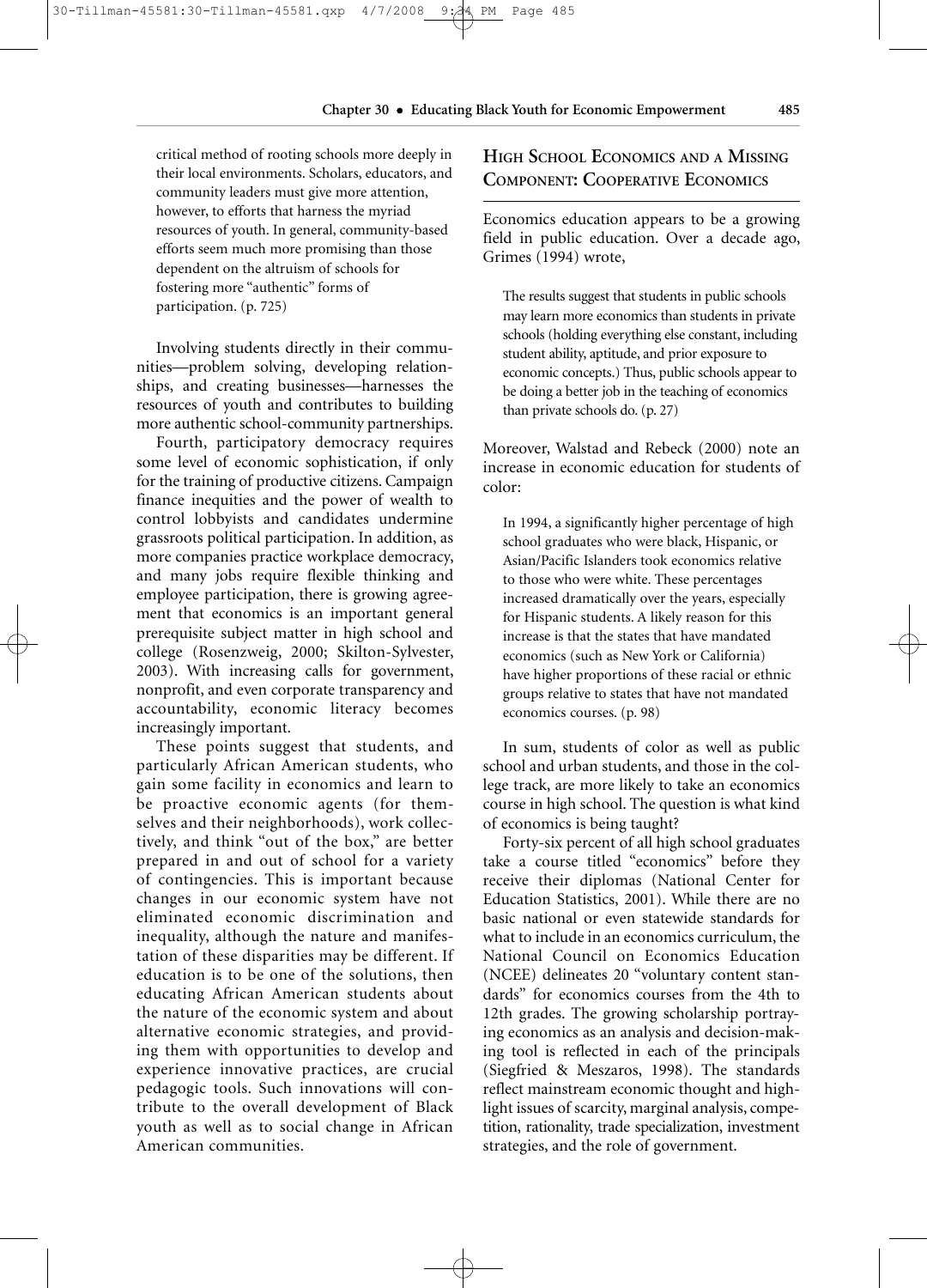critical method of rooting schools more deeply in their local environments. Scholars, educators, and community leaders must give more attention, however, to efforts that harness the myriad resources of youth. In general, community-based efforts seem much more promising than those dependent on the altruism of schools for fostering more "authentic" forms of participation. (p. 725)

Involving students directly in their communities—problem solving, developing relationships, and creating businesses—harnesses the resources of youth and contributes to building more authentic school-community partnerships.

Fourth, participatory democracy requires some level of economic sophistication, if only for the training of productive citizens. Campaign finance inequities and the power of wealth to control lobbyists and candidates undermine grassroots political participation. In addition, as more companies practice workplace democracy, and many jobs require flexible thinking and employee participation, there is growing agreement that economics is an important general prerequisite subject matter in high school and college (Rosenzweig, 2000; Skilton-Sylvester, 2003). With increasing calls for government, nonprofit, and even corporate transparency and accountability, economic literacy becomes increasingly important.

These points suggest that students, and particularly African American students, who gain some facility in economics and learn to be proactive economic agents (for themselves and their neighborhoods), work collectively, and think "out of the box," are better prepared in and out of school for a variety of contingencies. This is important because changes in our economic system have not eliminated economic discrimination and inequality, although the nature and manifestation of these disparities may be different. If education is to be one of the solutions, then educating African American students about the nature of the economic system and about alternative economic strategies, and providing them with opportunities to develop and experience innovative practices, are crucial pedagogic tools. Such innovations will contribute to the overall development of Black youth as well as to social change in African American communities.

## High School Economics and a Missing Component: Cooperative Economics

Economics education appears to be a growing field in public education. Over a decade ago, Grimes (1994) wrote,

> The results suggest that students in public schools may learn more economics than students in private schools (holding everything else constant, including student ability, aptitude, and prior exposure to economic concepts.) Thus, public schools appear to be doing a better job in the teaching of economics than private schools do. (p. 27)

Moreover, Walstad and Rebeck (2000) note an increase in economic education for students of color:

> In 1994, a significantly higher percentage of high school graduates who were black, Hispanic, or Asian/Pacific Islanders took economics relative to those who were white. These percentages increased dramatically over the years, especially for Hispanic students. A likely reason for this increase is that the states that have mandated economics (such as New York or California) have higher proportions of these racial or ethnic groups relative to states that have not mandated economics courses. (p. 98)

In sum, students of color as well as public school and urban students, and those in the college track, are more likely to take an economics course in high school. The question is what kind of economics is being taught?

Forty-six percent of all high school graduates take a course titled "economics" before they receive their diplomas (National Center for Education Statistics, 2001). While there are no basic national or even statewide standards for what to include in an economics curriculum, the National Council on Economics Education (NCEE) delineates 20 "voluntary content standards" for economics courses from the 4th to 12th grades. The growing scholarship portraying economics as an analysis and decision-making tool is reflected in each of the principals (Siegfried & Meszaros, 1998). The standards reflect mainstream economic thought and highlight issues of scarcity, marginal analysis, competition, rationality, trade specialization, investment strategies, and the role of government.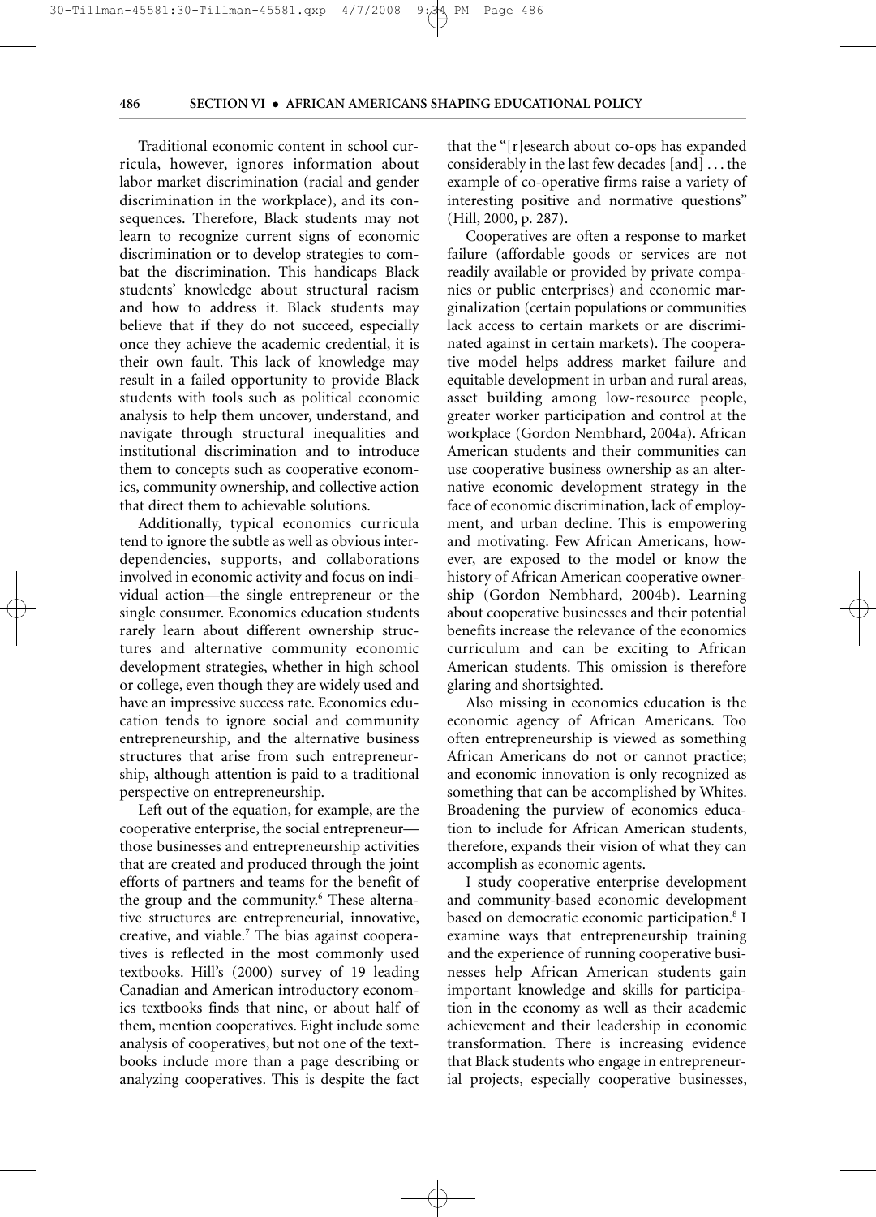Traditional economic content in school curricula, however, ignores information about labor market discrimination (racial and gender discrimination in the workplace), and its consequences. Therefore, Black students may not learn to recognize current signs of economic discrimination or to develop strategies to combat the discrimination. This handicaps Black students' knowledge about structural racism and how to address it. Black students may believe that if they do not succeed, especially once they achieve the academic credential, it is their own fault. This lack of knowledge may result in a failed opportunity to provide Black students with tools such as political economic analysis to help them uncover, understand, and navigate through structural inequalities and institutional discrimination and to introduce them to concepts such as cooperative economics, community ownership, and collective action that direct them to achievable solutions.

Additionally, typical economics curricula tend to ignore the subtle as well as obvious interdependencies, supports, and collaborations involved in economic activity and focus on individual action—the single entrepreneur or the single consumer. Economics education students rarely learn about different ownership structures and alternative community economic development strategies, whether in high school or college, even though they are widely used and have an impressive success rate. Economics education tends to ignore social and community entrepreneurship, and the alternative business structures that arise from such entrepreneurship, although attention is paid to a traditional perspective on entrepreneurship.

Left out of the equation, for example, are the cooperative enterprise, the social entrepreneur—those businesses and entrepreneurship activities that are created and produced through the joint efforts of partners and teams for the benefit of the group and the community.[6] These alternative structures are entrepreneurial, innovative, creative, and viable.[7] The bias against cooperatives is reflected in the most commonly used textbooks. Hill's (2000) survey of 19 leading Canadian and American introductory economics textbooks finds that nine, or about half of them, mention cooperatives. Eight include some analysis of cooperatives, but not one of the textbooks include more than a page describing or analyzing cooperatives. This is despite the fact that the "[r]esearch about co-ops has expanded considerably in the last few decades [and] . . . the example of co-operative firms raise a variety of interesting positive and normative questions" (Hill, 2000, p. 287).

Cooperatives are often a response to market failure (affordable goods or services are not readily available or provided by private companies or public enterprises) and economic marginalization (certain populations or communities lack access to certain markets or are discriminated against in certain markets). The cooperative model helps address market failure and equitable development in urban and rural areas, asset building among low-resource people, greater worker participation and control at the workplace (Gordon Nembhard, 2004a). African American students and their communities can use cooperative business ownership as an alternative economic development strategy in the face of economic discrimination, lack of employment, and urban decline. This is empowering and motivating. Few African Americans, however, are exposed to the model or know the history of African American cooperative ownership (Gordon Nembhard, 2004b). Learning about cooperative businesses and their potential benefits increase the relevance of the economics curriculum and can be exciting to African American students. This omission is therefore glaring and shortsighted.

Also missing in economics education is the economic agency of African Americans. Too often entrepreneurship is viewed as something African Americans do not or cannot practice; and economic innovation is only recognized as something that can be accomplished by Whites. Broadening the purview of economics education to include for African American students, therefore, expands their vision of what they can accomplish as economic agents.

I study cooperative enterprise development and community-based economic development based on democratic economic participation.[8] I examine ways that entrepreneurship training and the experience of running cooperative businesses help African American students gain important knowledge and skills for participation in the economy as well as their academic achievement and their leadership in economic transformation. There is increasing evidence that Black students who engage in entrepreneurial projects, especially cooperative businesses,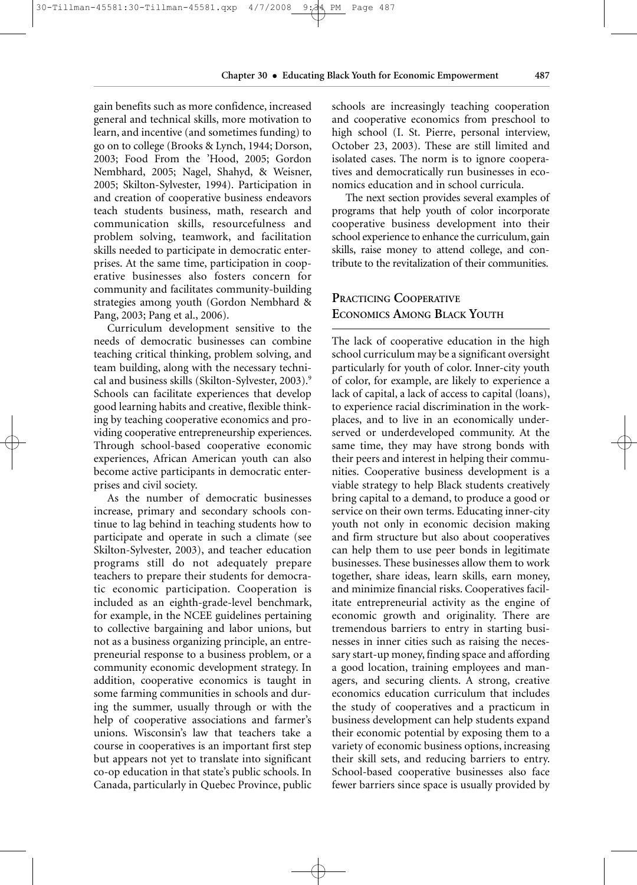gain benefits such as more confidence, increased general and technical skills, more motivation to learn, and incentive (and sometimes funding) to go on to college (Brooks & Lynch, 1944; Dorson, 2003; Food From the 'Hood, 2005; Gordon Nembhard, 2005; Nagel, Shahyd, & Weisner, 2005; Skilton-Sylvester, 1994). Participation in and creation of cooperative business endeavors teach students business, math, research and communication skills, resourcefulness and problem solving, teamwork, and facilitation skills needed to participate in democratic enterprises. At the same time, participation in cooperative businesses also fosters concern for community and facilitates community-building strategies among youth (Gordon Nembhard & Pang, 2003; Pang et al., 2006).

Curriculum development sensitive to the needs of democratic businesses can combine teaching critical thinking, problem solving, and team building, along with the necessary technical and business skills (Skilton-Sylvester, 2003).[9] Schools can facilitate experiences that develop good learning habits and creative, flexible thinking by teaching cooperative economics and providing cooperative entrepreneurship experiences. Through school-based cooperative economic experiences, African American youth can also become active participants in democratic enterprises and civil society.

As the number of democratic businesses increase, primary and secondary schools continue to lag behind in teaching students how to participate and operate in such a climate (see Skilton-Sylvester, 2003), and teacher education programs still do not adequately prepare teachers to prepare their students for democratic economic participation. Cooperation is included as an eighth-grade-level benchmark, for example, in the NCEE guidelines pertaining to collective bargaining and labor unions, but not as a business organizing principle, an entrepreneurial response to a business problem, or a community economic development strategy. In addition, cooperative economics is taught in some farming communities in schools and during the summer, usually through or with the help of cooperative associations and farmer's unions. Wisconsin's law that teachers take a course in cooperatives is an important first step but appears not yet to translate into significant co-op education in that state's public schools. In Canada, particularly in Quebec Province, public schools are increasingly teaching cooperation and cooperative economics from preschool to high school (I. St. Pierre, personal interview, October 23, 2003). These are still limited and isolated cases. The norm is to ignore cooperatives and democratically run businesses in economics education and in school curricula.

The next section provides several examples of programs that help youth of color incorporate cooperative business development into their school experience to enhance the curriculum, gain skills, raise money to attend college, and contribute to the revitalization of their communities.

## Practicing Cooperative Economics Among Black Youth

The lack of cooperative education in the high school curriculum may be a significant oversight particularly for youth of color. Inner-city youth of color, for example, are likely to experience a lack of capital, a lack of access to capital (loans), to experience racial discrimination in the workplaces, and to live in an economically underserved or underdeveloped community. At the same time, they may have strong bonds with their peers and interest in helping their communities. Cooperative business development is a viable strategy to help Black students creatively bring capital to a demand, to produce a good or service on their own terms. Educating inner-city youth not only in economic decision making and firm structure but also about cooperatives can help them to use peer bonds in legitimate businesses. These businesses allow them to work together, share ideas, learn skills, earn money, and minimize financial risks. Cooperatives facilitate entrepreneurial activity as the engine of economic growth and originality. There are tremendous barriers to entry in starting businesses in inner cities such as raising the necessary start-up money, finding space and affording a good location, training employees and managers, and securing clients. A strong, creative economics education curriculum that includes the study of cooperatives and a practicum in business development can help students expand their economic potential by exposing them to a variety of economic business options, increasing their skill sets, and reducing barriers to entry. School-based cooperative businesses also face fewer barriers since space is usually provided by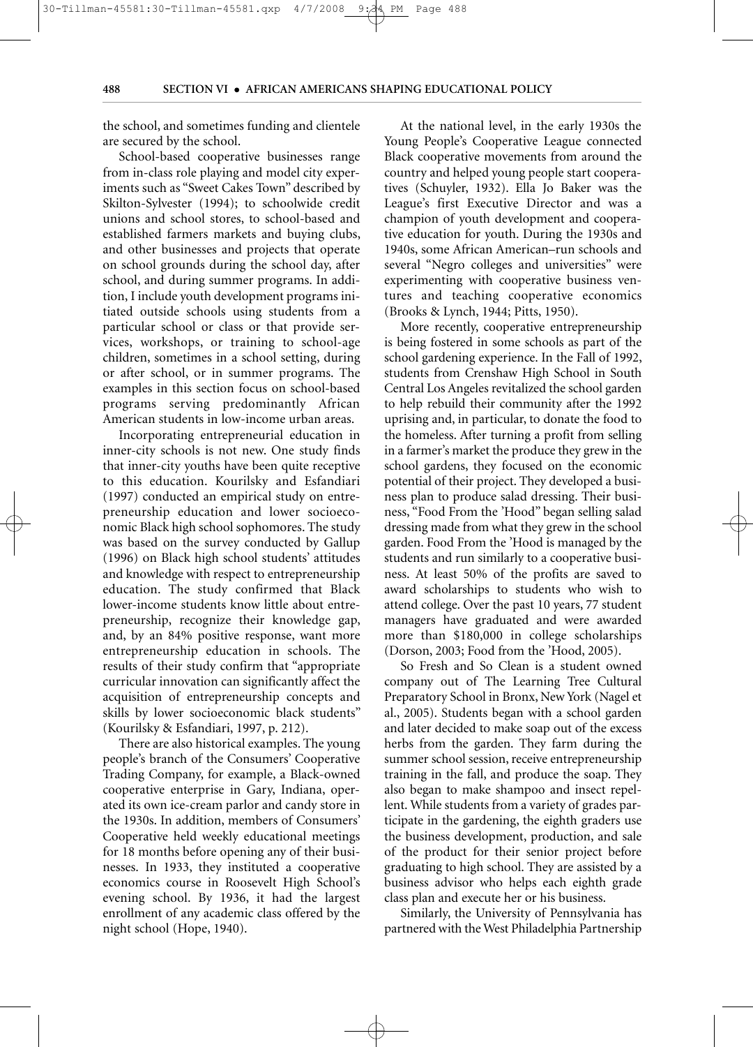the school, and sometimes funding and clientele are secured by the school.

School-based cooperative businesses range from in-class role playing and model city experiments such as "Sweet Cakes Town" described by Skilton-Sylvester (1994); to schoolwide credit unions and school stores, to school-based and established farmers markets and buying clubs, and other businesses and projects that operate on school grounds during the school day, after school, and during summer programs. In addition, I include youth development programs initiated outside schools using students from a particular school or class or that provide services, workshops, or training to school-age children, sometimes in a school setting, during or after school, or in summer programs. The examples in this section focus on school-based programs serving predominantly African American students in low-income urban areas.

Incorporating entrepreneurial education in inner-city schools is not new. One study finds that inner-city youths have been quite receptive to this education. Kourilsky and Esfandiari (1997) conducted an empirical study on entrepreneurship education and lower socioeconomic Black high school sophomores. The study was based on the survey conducted by Gallup (1996) on Black high school students' attitudes and knowledge with respect to entrepreneurship education. The study confirmed that Black lower-income students know little about entrepreneurship, recognize their knowledge gap, and, by an 84% positive response, want more entrepreneurship education in schools. The results of their study confirm that "appropriate curricular innovation can significantly affect the acquisition of entrepreneurship concepts and skills by lower socioeconomic black students" (Kourilsky & Esfandiari, 1997, p. 212).

There are also historical examples. The young people's branch of the Consumers' Cooperative Trading Company, for example, a Black-owned cooperative enterprise in Gary, Indiana, operated its own ice-cream parlor and candy store in the 1930s. In addition, members of Consumers' Cooperative held weekly educational meetings for 18 months before opening any of their businesses. In 1933, they instituted a cooperative economics course in Roosevelt High School's evening school. By 1936, it had the largest enrollment of any academic class offered by the night school (Hope, 1940).

At the national level, in the early 1930s the Young People's Cooperative League connected Black cooperative movements from around the country and helped young people start cooperatives (Schuyler, 1932). Ella Jo Baker was the League's first Executive Director and was a champion of youth development and cooperative education for youth. During the 1930s and 1940s, some African American–run schools and several "Negro colleges and universities" were experimenting with cooperative business ventures and teaching cooperative economics (Brooks & Lynch, 1944; Pitts, 1950).

More recently, cooperative entrepreneurship is being fostered in some schools as part of the school gardening experience. In the Fall of 1992, students from Crenshaw High School in South Central Los Angeles revitalized the school garden to help rebuild their community after the 1992 uprising and, in particular, to donate the food to the homeless. After turning a profit from selling in a farmer's market the produce they grew in the school gardens, they focused on the economic potential of their project. They developed a business plan to produce salad dressing. Their business, "Food From the 'Hood" began selling salad dressing made from what they grew in the school garden. Food From the 'Hood is managed by the students and run similarly to a cooperative business. At least 50% of the profits are saved to award scholarships to students who wish to attend college. Over the past 10 years, 77 student managers have graduated and were awarded more than $180,000 in college scholarships (Dorson, 2003; Food from the 'Hood, 2005).

So Fresh and So Clean is a student owned company out of The Learning Tree Cultural Preparatory School in Bronx, New York (Nagel et al., 2005). Students began with a school garden and later decided to make soap out of the excess herbs from the garden. They farm during the summer school session, receive entrepreneurship training in the fall, and produce the soap. They also began to make shampoo and insect repellent. While students from a variety of grades participate in the gardening, the eighth graders use the business development, production, and sale of the product for their senior project before graduating to high school. They are assisted by a business advisor who helps each eighth grade class plan and execute her or his business.

Similarly, the University of Pennsylvania has partnered with the West Philadelphia Partnership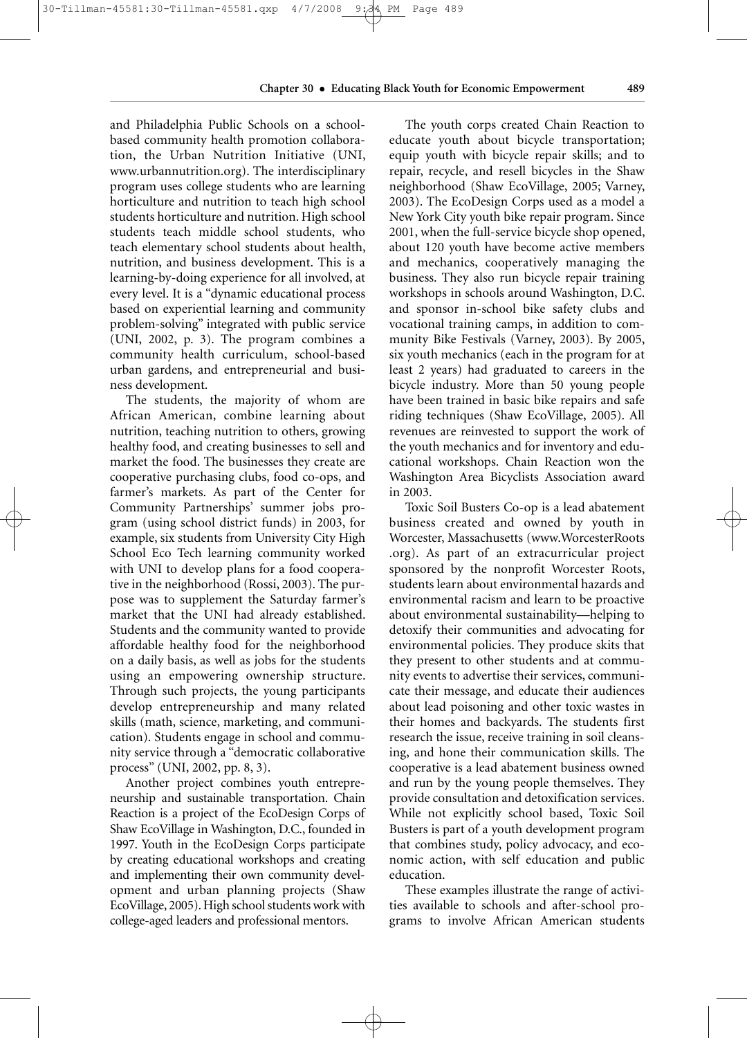and Philadelphia Public Schools on a school-based community health promotion collaboration, the Urban Nutrition Initiative (UNI, www.urbannutrition.org). The interdisciplinary program uses college students who are learning horticulture and nutrition to teach high school students horticulture and nutrition. High school students teach middle school students, who teach elementary school students about health, nutrition, and business development. This is a learning-by-doing experience for all involved, at every level. It is a "dynamic educational process based on experiential learning and community problem-solving" integrated with public service (UNI, 2002, p. 3). The program combines a community health curriculum, school-based urban gardens, and entrepreneurial and business development.

The students, the majority of whom are African American, combine learning about nutrition, teaching nutrition to others, growing healthy food, and creating businesses to sell and market the food. The businesses they create are cooperative purchasing clubs, food co-ops, and farmer's markets. As part of the Center for Community Partnerships' summer jobs program (using school district funds) in 2003, for example, six students from University City High School Eco Tech learning community worked with UNI to develop plans for a food cooperative in the neighborhood (Rossi, 2003). The purpose was to supplement the Saturday farmer's market that the UNI had already established. Students and the community wanted to provide affordable healthy food for the neighborhood on a daily basis, as well as jobs for the students using an empowering ownership structure. Through such projects, the young participants develop entrepreneurship and many related skills (math, science, marketing, and communication). Students engage in school and community service through a "democratic collaborative process" (UNI, 2002, pp. 8, 3).

Another project combines youth entrepreneurship and sustainable transportation. Chain Reaction is a project of the EcoDesign Corps of Shaw EcoVillage in Washington, D.C., founded in 1997. Youth in the EcoDesign Corps participate by creating educational workshops and creating and implementing their own community development and urban planning projects (Shaw EcoVillage, 2005). High school students work with college-aged leaders and professional mentors.

The youth corps created Chain Reaction to educate youth about bicycle transportation; equip youth with bicycle repair skills; and to repair, recycle, and resell bicycles in the Shaw neighborhood (Shaw EcoVillage, 2005; Varney, 2003). The EcoDesign Corps used as a model a New York City youth bike repair program. Since 2001, when the full-service bicycle shop opened, about 120 youth have become active members and mechanics, cooperatively managing the business. They also run bicycle repair training workshops in schools around Washington, D.C. and sponsor in-school bike safety clubs and vocational training camps, in addition to community Bike Festivals (Varney, 2003). By 2005, six youth mechanics (each in the program for at least 2 years) had graduated to careers in the bicycle industry. More than 50 young people have been trained in basic bike repairs and safe riding techniques (Shaw EcoVillage, 2005). All revenues are reinvested to support the work of the youth mechanics and for inventory and educational workshops. Chain Reaction won the Washington Area Bicyclists Association award in 2003.

Toxic Soil Busters Co-op is a lead abatement business created and owned by youth in Worcester, Massachusetts (www.WorcesterRoots.org). As part of an extracurricular project sponsored by the nonprofit Worcester Roots, students learn about environmental hazards and environmental racism and learn to be proactive about environmental sustainability—helping to detoxify their communities and advocating for environmental policies. They produce skits that they present to other students and at community events to advertise their services, communicate their message, and educate their audiences about lead poisoning and other toxic wastes in their homes and backyards. The students first research the issue, receive training in soil cleansing, and hone their communication skills. The cooperative is a lead abatement business owned and run by the young people themselves. They provide consultation and detoxification services. While not explicitly school based, Toxic Soil Busters is part of a youth development program that combines study, policy advocacy, and economic action, with self education and public education.

These examples illustrate the range of activities available to schools and after-school programs to involve African American students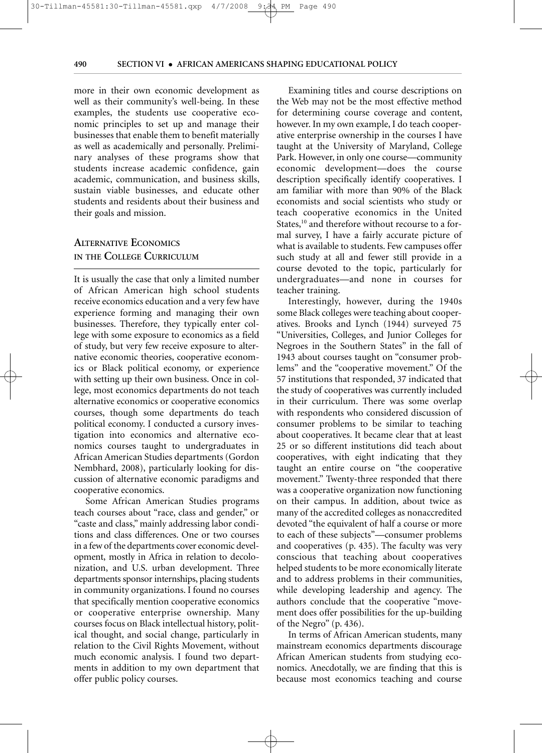more in their own economic development as well as their community's well-being. In these examples, the students use cooperative economic principles to set up and manage their businesses that enable them to benefit materially as well as academically and personally. Preliminary analyses of these programs show that students increase academic confidence, gain academic, communication, and business skills, sustain viable businesses, and educate other students and residents about their business and their goals and mission.

## Alternative Economics in the College Curriculum

It is usually the case that only a limited number of African American high school students receive economics education and a very few have experience forming and managing their own businesses. Therefore, they typically enter college with some exposure to economics as a field of study, but very few receive exposure to alternative economic theories, cooperative economics or Black political economy, or experience with setting up their own business. Once in college, most economics departments do not teach alternative economics or cooperative economics courses, though some departments do teach political economy. I conducted a cursory investigation into economics and alternative economics courses taught to undergraduates in African American Studies departments (Gordon Nembhard, 2008), particularly looking for discussion of alternative economic paradigms and cooperative economics.

Some African American Studies programs teach courses about "race, class and gender," or "caste and class," mainly addressing labor conditions and class differences. One or two courses in a few of the departments cover economic development, mostly in Africa in relation to decolonization, and U.S. urban development. Three departments sponsor internships, placing students in community organizations. I found no courses that specifically mention cooperative economics or cooperative enterprise ownership. Many courses focus on Black intellectual history, political thought, and social change, particularly in relation to the Civil Rights Movement, without much economic analysis. I found two departments in addition to my own department that offer public policy courses.

Examining titles and course descriptions on the Web may not be the most effective method for determining course coverage and content, however. In my own example, I do teach cooperative enterprise ownership in the courses I have taught at the University of Maryland, College Park. However, in only one course—community economic development—does the course description specifically identify cooperatives. I am familiar with more than 90% of the Black economists and social scientists who study or teach cooperative economics in the United States,[10] and therefore without recourse to a formal survey, I have a fairly accurate picture of what is available to students. Few campuses offer such study at all and fewer still provide in a course devoted to the topic, particularly for undergraduates—and none in courses for teacher training.

Interestingly, however, during the 1940s some Black colleges were teaching about cooperatives. Brooks and Lynch (1944) surveyed 75 "Universities, Colleges, and Junior Colleges for Negroes in the Southern States" in the fall of 1943 about courses taught on "consumer problems" and the "cooperative movement." Of the 57 institutions that responded, 37 indicated that the study of cooperatives was currently included in their curriculum. There was some overlap with respondents who considered discussion of consumer problems to be similar to teaching about cooperatives. It became clear that at least 25 or so different institutions did teach about cooperatives, with eight indicating that they taught an entire course on "the cooperative movement." Twenty-three responded that there was a cooperative organization now functioning on their campus. In addition, about twice as many of the accredited colleges as nonaccredited devoted "the equivalent of half a course or more to each of these subjects"—consumer problems and cooperatives (p. 435). The faculty was very conscious that teaching about cooperatives helped students to be more economically literate and to address problems in their communities, while developing leadership and agency. The authors conclude that the cooperative "movement does offer possibilities for the up-building of the Negro" (p. 436).

In terms of African American students, many mainstream economics departments discourage African American students from studying economics. Anecdotally, we are finding that this is because most economics teaching and course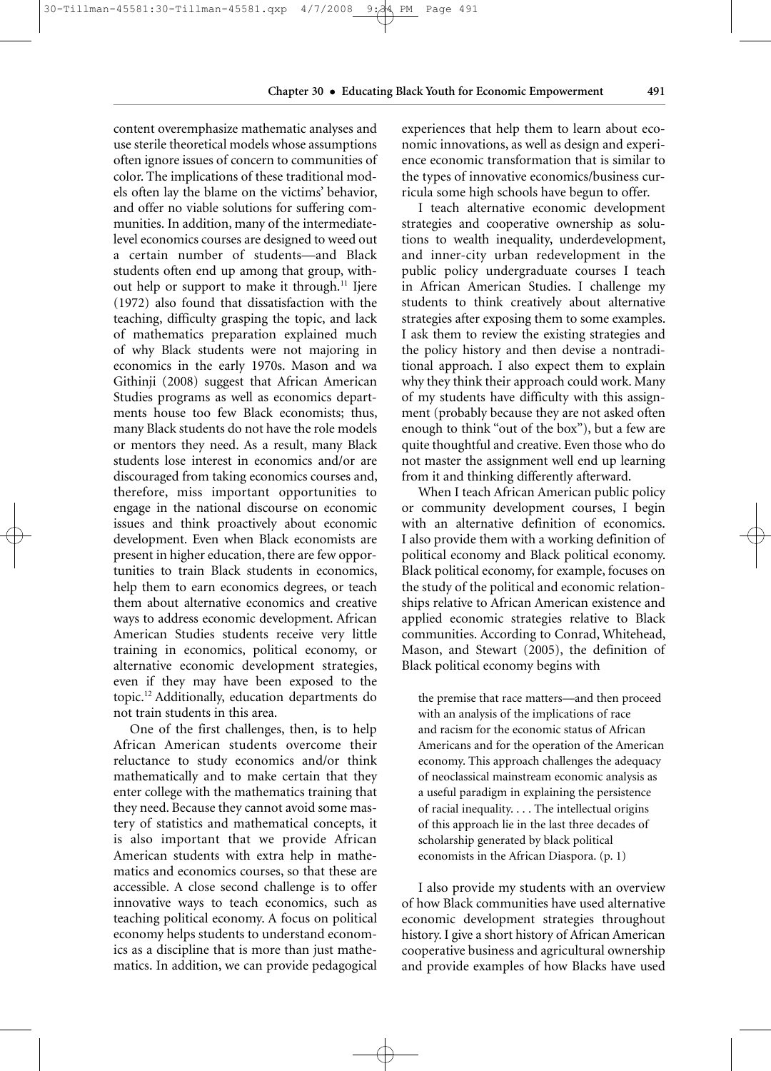content overemphasize mathematic analyses and use sterile theoretical models whose assumptions often ignore issues of concern to communities of color. The implications of these traditional models often lay the blame on the victims' behavior, and offer no viable solutions for suffering communities. In addition, many of the intermediate-level economics courses are designed to weed out a certain number of students—and Black students often end up among that group, without help or support to make it through.[11] Ijere (1972) also found that dissatisfaction with the teaching, difficulty grasping the topic, and lack of mathematics preparation explained much of why Black students were not majoring in economics in the early 1970s. Mason and wa Githinji (2008) suggest that African American Studies programs as well as economics departments house too few Black economists; thus, many Black students do not have the role models or mentors they need. As a result, many Black students lose interest in economics and/or are discouraged from taking economics courses and, therefore, miss important opportunities to engage in the national discourse on economic issues and think proactively about economic development. Even when Black economists are present in higher education, there are few opportunities to train Black students in economics, help them to earn economics degrees, or teach them about alternative economics and creative ways to address economic development. African American Studies students receive very little training in economics, political economy, or alternative economic development strategies, even if they may have been exposed to the topic.[12] Additionally, education departments do not train students in this area.

One of the first challenges, then, is to help African American students overcome their reluctance to study economics and/or think mathematically and to make certain that they enter college with the mathematics training that they need. Because they cannot avoid some mastery of statistics and mathematical concepts, it is also important that we provide African American students with extra help in mathematics and economics courses, so that these are accessible. A close second challenge is to offer innovative ways to teach economics, such as teaching political economy. A focus on political economy helps students to understand economics as a discipline that is more than just mathematics. In addition, we can provide pedagogical experiences that help them to learn about economic innovations, as well as design and experience economic transformation that is similar to the types of innovative economics/business curricula some high schools have begun to offer.

I teach alternative economic development strategies and cooperative ownership as solutions to wealth inequality, underdevelopment, and inner-city urban redevelopment in the public policy undergraduate courses I teach in African American Studies. I challenge my students to think creatively about alternative strategies after exposing them to some examples. I ask them to review the existing strategies and the policy history and then devise a nontraditional approach. I also expect them to explain why they think their approach could work. Many of my students have difficulty with this assignment (probably because they are not asked often enough to think "out of the box"), but a few are quite thoughtful and creative. Even those who do not master the assignment well end up learning from it and thinking differently afterward.

When I teach African American public policy or community development courses, I begin with an alternative definition of economics. I also provide them with a working definition of political economy and Black political economy. Black political economy, for example, focuses on the study of the political and economic relationships relative to African American existence and applied economic strategies relative to Black communities. According to Conrad, Whitehead, Mason, and Stewart (2005), the definition of Black political economy begins with

> the premise that race matters—and then proceed with an analysis of the implications of race and racism for the economic status of African Americans and for the operation of the American economy. This approach challenges the adequacy of neoclassical mainstream economic analysis as a useful paradigm in explaining the persistence of racial inequality. . . . The intellectual origins of this approach lie in the last three decades of scholarship generated by black political economists in the African Diaspora. (p. 1)

I also provide my students with an overview of how Black communities have used alternative economic development strategies throughout history. I give a short history of African American cooperative business and agricultural ownership and provide examples of how Blacks have used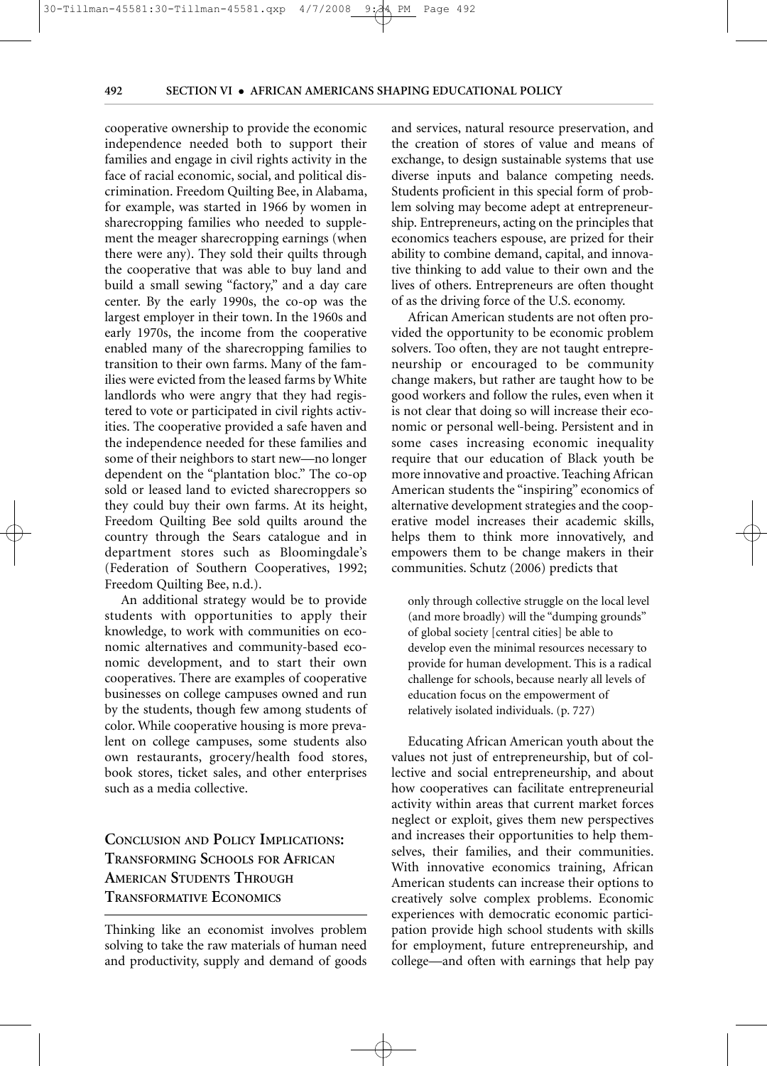cooperative ownership to provide the economic independence needed both to support their families and engage in civil rights activity in the face of racial economic, social, and political discrimination. Freedom Quilting Bee, in Alabama, for example, was started in 1966 by women in sharecropping families who needed to supplement the meager sharecropping earnings (when there were any). They sold their quilts through the cooperative that was able to buy land and build a small sewing "factory," and a day care center. By the early 1990s, the co-op was the largest employer in their town. In the 1960s and early 1970s, the income from the cooperative enabled many of the sharecropping families to transition to their own farms. Many of the families were evicted from the leased farms by White landlords who were angry that they had registered to vote or participated in civil rights activities. The cooperative provided a safe haven and the independence needed for these families and some of their neighbors to start new—no longer dependent on the "plantation bloc." The co-op sold or leased land to evicted sharecroppers so they could buy their own farms. At its height, Freedom Quilting Bee sold quilts around the country through the Sears catalogue and in department stores such as Bloomingdale's (Federation of Southern Cooperatives, 1992; Freedom Quilting Bee, n.d.).

An additional strategy would be to provide students with opportunities to apply their knowledge, to work with communities on economic alternatives and community-based economic development, and to start their own cooperatives. There are examples of cooperative businesses on college campuses owned and run by the students, though few among students of color. While cooperative housing is more prevalent on college campuses, some students also own restaurants, grocery/health food stores, book stores, ticket sales, and other enterprises such as a media collective.

## Conclusion and Policy Implications: Transforming Schools for African American Students Through Transformative Economics

Thinking like an economist involves problem solving to take the raw materials of human need and productivity, supply and demand of goods and services, natural resource preservation, and the creation of stores of value and means of exchange, to design sustainable systems that use diverse inputs and balance competing needs. Students proficient in this special form of problem solving may become adept at entrepreneurship. Entrepreneurs, acting on the principles that economics teachers espouse, are prized for their ability to combine demand, capital, and innovative thinking to add value to their own and the lives of others. Entrepreneurs are often thought of as the driving force of the U.S. economy.

African American students are not often provided the opportunity to be economic problem solvers. Too often, they are not taught entrepreneurship or encouraged to be community change makers, but rather are taught how to be good workers and follow the rules, even when it is not clear that doing so will increase their economic or personal well-being. Persistent and in some cases increasing economic inequality require that our education of Black youth be more innovative and proactive. Teaching African American students the "inspiring" economics of alternative development strategies and the cooperative model increases their academic skills, helps them to think more innovatively, and empowers them to be change makers in their communities. Schutz (2006) predicts that

> only through collective struggle on the local level (and more broadly) will the "dumping grounds" of global society [central cities] be able to develop even the minimal resources necessary to provide for human development. This is a radical challenge for schools, because nearly all levels of education focus on the empowerment of relatively isolated individuals. (p. 727)

Educating African American youth about the values not just of entrepreneurship, but of collective and social entrepreneurship, and about how cooperatives can facilitate entrepreneurial activity within areas that current market forces neglect or exploit, gives them new perspectives and increases their opportunities to help themselves, their families, and their communities. With innovative economics training, African American students can increase their options to creatively solve complex problems. Economic experiences with democratic economic participation provide high school students with skills for employment, future entrepreneurship, and college—and often with earnings that help pay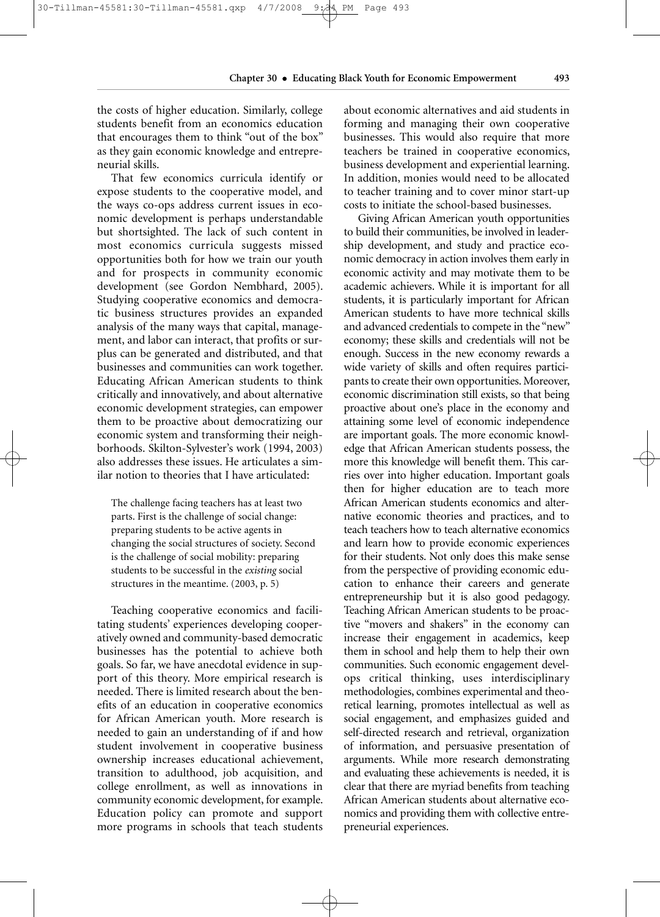the costs of higher education. Similarly, college students benefit from an economics education that encourages them to think "out of the box" as they gain economic knowledge and entrepreneurial skills.

That few economics curricula identify or expose students to the cooperative model, and the ways co-ops address current issues in economic development is perhaps understandable but shortsighted. The lack of such content in most economics curricula suggests missed opportunities both for how we train our youth and for prospects in community economic development (see Gordon Nembhard, 2005). Studying cooperative economics and democratic business structures provides an expanded analysis of the many ways that capital, management, and labor can interact, that profits or surplus can be generated and distributed, and that businesses and communities can work together. Educating African American students to think critically and innovatively, and about alternative economic development strategies, can empower them to be proactive about democratizing our economic system and transforming their neighborhoods. Skilton-Sylvester's work (1994, 2003) also addresses these issues. He articulates a similar notion to theories that I have articulated:

> The challenge facing teachers has at least two parts. First is the challenge of social change: preparing students to be active agents in changing the social structures of society. Second is the challenge of social mobility: preparing students to be successful in the *existing* social structures in the meantime. (2003, p. 5)

Teaching cooperative economics and facilitating students' experiences developing cooperatively owned and community-based democratic businesses has the potential to achieve both goals. So far, we have anecdotal evidence in support of this theory. More empirical research is needed. There is limited research about the benefits of an education in cooperative economics for African American youth. More research is needed to gain an understanding of if and how student involvement in cooperative business ownership increases educational achievement, transition to adulthood, job acquisition, and college enrollment, as well as innovations in community economic development, for example. Education policy can promote and support more programs in schools that teach students about economic alternatives and aid students in forming and managing their own cooperative businesses. This would also require that more teachers be trained in cooperative economics, business development and experiential learning. In addition, monies would need to be allocated to teacher training and to cover minor start-up costs to initiate the school-based businesses.

Giving African American youth opportunities to build their communities, be involved in leadership development, and study and practice economic democracy in action involves them early in economic activity and may motivate them to be academic achievers. While it is important for all students, it is particularly important for African American students to have more technical skills and advanced credentials to compete in the "new" economy; these skills and credentials will not be enough. Success in the new economy rewards a wide variety of skills and often requires participants to create their own opportunities. Moreover, economic discrimination still exists, so that being proactive about one's place in the economy and attaining some level of economic independence are important goals. The more economic knowledge that African American students possess, the more this knowledge will benefit them. This carries over into higher education. Important goals then for higher education are to teach more African American students economics and alternative economic theories and practices, and to teach teachers how to teach alternative economics and learn how to provide economic experiences for their students. Not only does this make sense from the perspective of providing economic education to enhance their careers and generate entrepreneurship but it is also good pedagogy. Teaching African American students to be proactive "movers and shakers" in the economy can increase their engagement in academics, keep them in school and help them to help their own communities. Such economic engagement develops critical thinking, uses interdisciplinary methodologies, combines experimental and theoretical learning, promotes intellectual as well as social engagement, and emphasizes guided and self-directed research and retrieval, organization of information, and persuasive presentation of arguments. While more research demonstrating and evaluating these achievements is needed, it is clear that there are myriad benefits from teaching African American students about alternative economics and providing them with collective entrepreneurial experiences.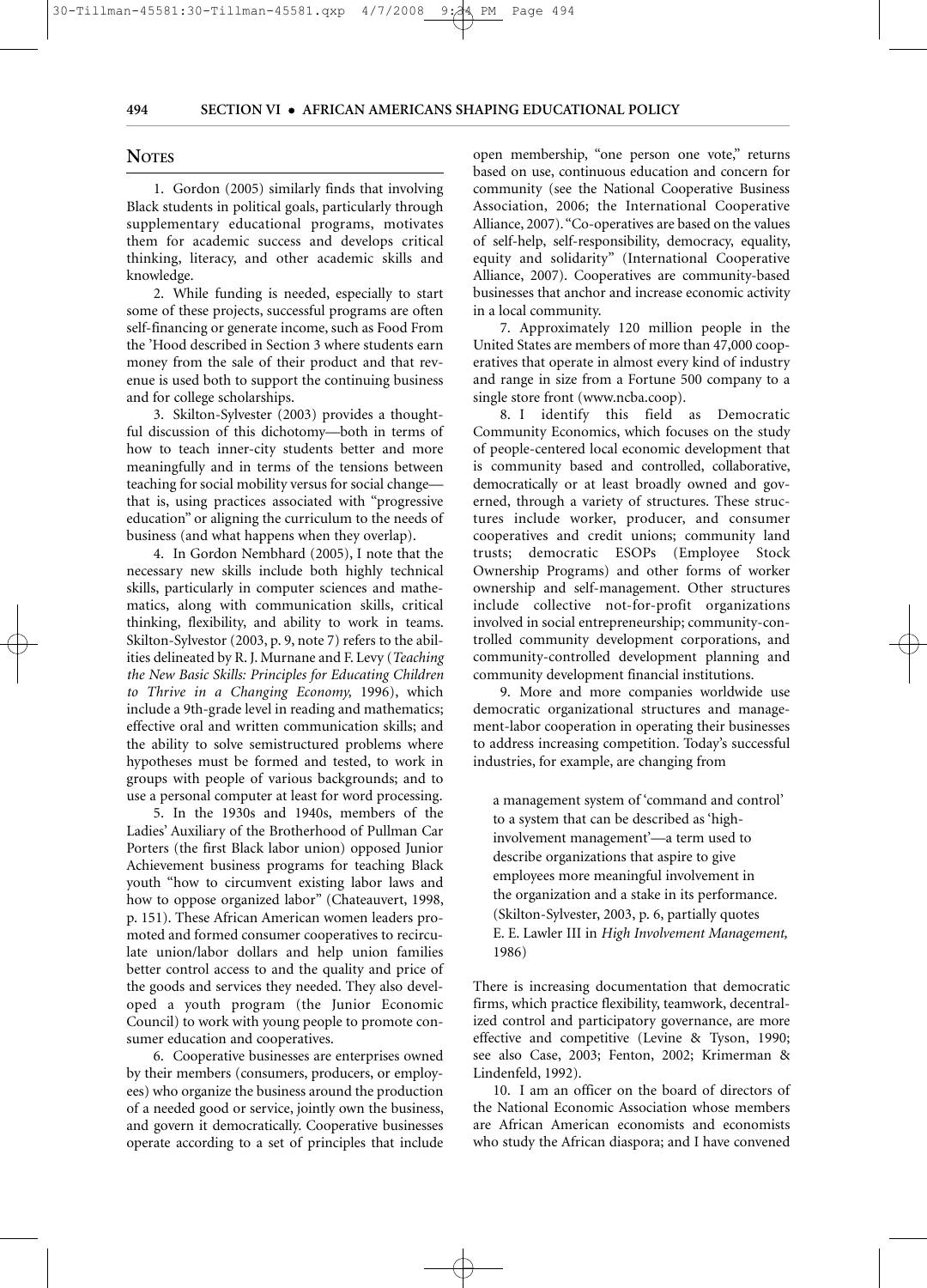## Notes

1. Gordon (2005) similarly finds that involving Black students in political goals, particularly through supplementary educational programs, motivates them for academic success and develops critical thinking, literacy, and other academic skills and knowledge.

2. While funding is needed, especially to start some of these projects, successful programs are often self-financing or generate income, such as Food From the 'Hood described in Section 3 where students earn money from the sale of their product and that revenue is used both to support the continuing business and for college scholarships.

3. Skilton-Sylvester (2003) provides a thoughtful discussion of this dichotomy—both in terms of how to teach inner-city students better and more meaningfully and in terms of the tensions between teaching for social mobility versus for social change—that is, using practices associated with "progressive education" or aligning the curriculum to the needs of business (and what happens when they overlap).

4. In Gordon Nembhard (2005), I note that the necessary new skills include both highly technical skills, particularly in computer sciences and mathematics, along with communication skills, critical thinking, flexibility, and ability to work in teams. Skilton-Sylvestor (2003, p. 9, note 7) refers to the abilities delineated by R. J. Murnane and F. Levy (*Teaching the New Basic Skills: Principles for Educating Children to Thrive in a Changing Economy,* 1996), which include a 9th-grade level in reading and mathematics; effective oral and written communication skills; and the ability to solve semistructured problems where hypotheses must be formed and tested, to work in groups with people of various backgrounds; and to use a personal computer at least for word processing.

5. In the 1930s and 1940s, members of the Ladies' Auxiliary of the Brotherhood of Pullman Car Porters (the first Black labor union) opposed Junior Achievement business programs for teaching Black youth "how to circumvent existing labor laws and how to oppose organized labor" (Chateauvert, 1998, p. 151). These African American women leaders promoted and formed consumer cooperatives to recirculate union/labor dollars and help union families better control access to and the quality and price of the goods and services they needed. They also developed a youth program (the Junior Economic Council) to work with young people to promote consumer education and cooperatives.

6. Cooperative businesses are enterprises owned by their members (consumers, producers, or employees) who organize the business around the production of a needed good or service, jointly own the business, and govern it democratically. Cooperative businesses operate according to a set of principles that include open membership, "one person one vote," returns based on use, continuous education and concern for community (see the National Cooperative Business Association, 2006; the International Cooperative Alliance, 2007). "Co-operatives are based on the values of self-help, self-responsibility, democracy, equality, equity and solidarity" (International Cooperative Alliance, 2007). Cooperatives are community-based businesses that anchor and increase economic activity in a local community.

7. Approximately 120 million people in the United States are members of more than 47,000 cooperatives that operate in almost every kind of industry and range in size from a Fortune 500 company to a single store front (www.ncba.coop).

8. I identify this field as Democratic Community Economics, which focuses on the study of people-centered local economic development that is community based and controlled, collaborative, democratically or at least broadly owned and governed, through a variety of structures. These structures include worker, producer, and consumer cooperatives and credit unions; community land trusts; democratic ESOPs (Employee Stock Ownership Programs) and other forms of worker ownership and self-management. Other structures include collective not-for-profit organizations involved in social entrepreneurship; community-controlled community development corporations, and community-controlled development planning and community development financial institutions.

9. More and more companies worldwide use democratic organizational structures and management-labor cooperation in operating their businesses to address increasing competition. Today's successful industries, for example, are changing from

> a management system of 'command and control' to a system that can be described as 'high-involvement management'—a term used to describe organizations that aspire to give employees more meaningful involvement in the organization and a stake in its performance. (Skilton-Sylvester, 2003, p. 6, partially quotes E. E. Lawler III in *High Involvement Management,* 1986)

There is increasing documentation that democratic firms, which practice flexibility, teamwork, decentralized control and participatory governance, are more effective and competitive (Levine & Tyson, 1990; see also Case, 2003; Fenton, 2002; Krimerman & Lindenfeld, 1992).

10. I am an officer on the board of directors of the National Economic Association whose members are African American economists and economists who study the African diaspora; and I have convened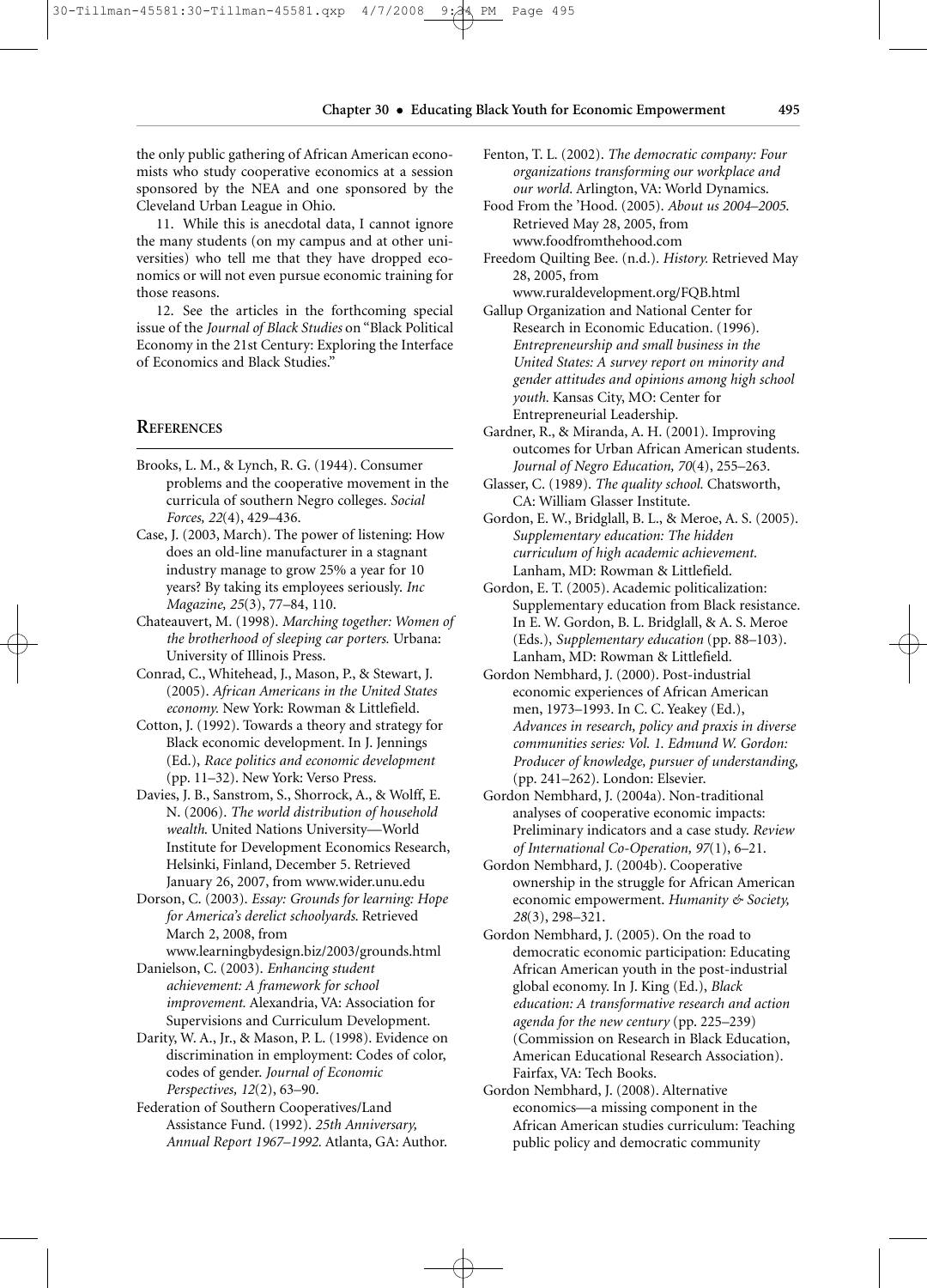the only public gathering of African American economists who study cooperative economics at a session sponsored by the NEA and one sponsored by the Cleveland Urban League in Ohio.

11. While this is anecdotal data, I cannot ignore the many students (on my campus and at other universities) who tell me that they have dropped economics or will not even pursue economic training for those reasons.

12. See the articles in the forthcoming special issue of the *Journal of Black Studies* on "Black Political Economy in the 21st Century: Exploring the Interface of Economics and Black Studies."

## References

Brooks, L. M., & Lynch, R. G. (1944). Consumer problems and the cooperative movement in the curricula of southern Negro colleges. *Social Forces, 22*(4), 429–436.

Case, J. (2003, March). The power of listening: How does an old-line manufacturer in a stagnant industry manage to grow 25% a year for 10 years? By taking its employees seriously. *Inc Magazine, 25*(3), 77–84, 110.

Chateauvert, M. (1998). *Marching together: Women of the brotherhood of sleeping car porters.* Urbana: University of Illinois Press.

Conrad, C., Whitehead, J., Mason, P., & Stewart, J. (2005). *African Americans in the United States economy.* New York: Rowman & Littlefield.

Cotton, J. (1992). Towards a theory and strategy for Black economic development. In J. Jennings (Ed.), *Race politics and economic development* (pp. 11–32). New York: Verso Press.

Davies, J. B., Sanstrom, S., Shorrock, A., & Wolff, E. N. (2006). *The world distribution of household wealth.* United Nations University—World Institute for Development Economics Research, Helsinki, Finland, December 5. Retrieved January 26, 2007, from www.wider.unu.edu

Dorson, C. (2003). *Essay: Grounds for learning: Hope for America's derelict schoolyards.* Retrieved March 2, 2008, from www.learningbydesign.biz/2003/grounds.html

Danielson, C. (2003). *Enhancing student achievement: A framework for school improvement.* Alexandria, VA: Association for Supervisions and Curriculum Development.

Darity, W. A., Jr., & Mason, P. L. (1998). Evidence on discrimination in employment: Codes of color, codes of gender. *Journal of Economic Perspectives, 12*(2), 63–90.

Federation of Southern Cooperatives/Land Assistance Fund. (1992). *25th Anniversary, Annual Report 1967–1992.* Atlanta, GA: Author.

Fenton, T. L. (2002). *The democratic company: Four organizations transforming our workplace and our world.* Arlington, VA: World Dynamics.

Food From the 'Hood. (2005). *About us 2004–2005.* Retrieved May 28, 2005, from www.foodfromthehood.com

Freedom Quilting Bee. (n.d.). *History.* Retrieved May 28, 2005, from www.ruraldevelopment.org/FQB.html

Gallup Organization and National Center for Research in Economic Education. (1996). *Entrepreneurship and small business in the United States: A survey report on minority and gender attitudes and opinions among high school youth.* Kansas City, MO: Center for Entrepreneurial Leadership.

Gardner, R., & Miranda, A. H. (2001). Improving outcomes for Urban African American students. *Journal of Negro Education, 70*(4), 255–263.

Glasser, C. (1989). *The quality school.* Chatsworth, CA: William Glasser Institute.

Gordon, E. W., Bridglall, B. L., & Meroe, A. S. (2005). *Supplementary education: The hidden curriculum of high academic achievement.* Lanham, MD: Rowman & Littlefield.

Gordon, E. T. (2005). Academic politicalization: Supplementary education from Black resistance. In E. W. Gordon, B. L. Bridglall, & A. S. Meroe (Eds.), *Supplementary education* (pp. 88–103). Lanham, MD: Rowman & Littlefield.

Gordon Nembhard, J. (2000). Post-industrial economic experiences of African American men, 1973–1993. In C. C. Yeakey (Ed.), *Advances in research, policy and praxis in diverse communities series: Vol. 1. Edmund W. Gordon: Producer of knowledge, pursuer of understanding,* (pp. 241–262). London: Elsevier.

Gordon Nembhard, J. (2004a). Non-traditional analyses of cooperative economic impacts: Preliminary indicators and a case study. *Review of International Co-Operation, 97*(1), 6–21.

Gordon Nembhard, J. (2004b). Cooperative ownership in the struggle for African American economic empowerment. *Humanity & Society, 28*(3), 298–321.

Gordon Nembhard, J. (2005). On the road to democratic economic participation: Educating African American youth in the post-industrial global economy. In J. King (Ed.), *Black education: A transformative research and action agenda for the new century* (pp. 225–239) (Commission on Research in Black Education, American Educational Research Association). Fairfax, VA: Tech Books.

Gordon Nembhard, J. (2008). Alternative economics—a missing component in the African American studies curriculum: Teaching public policy and democratic community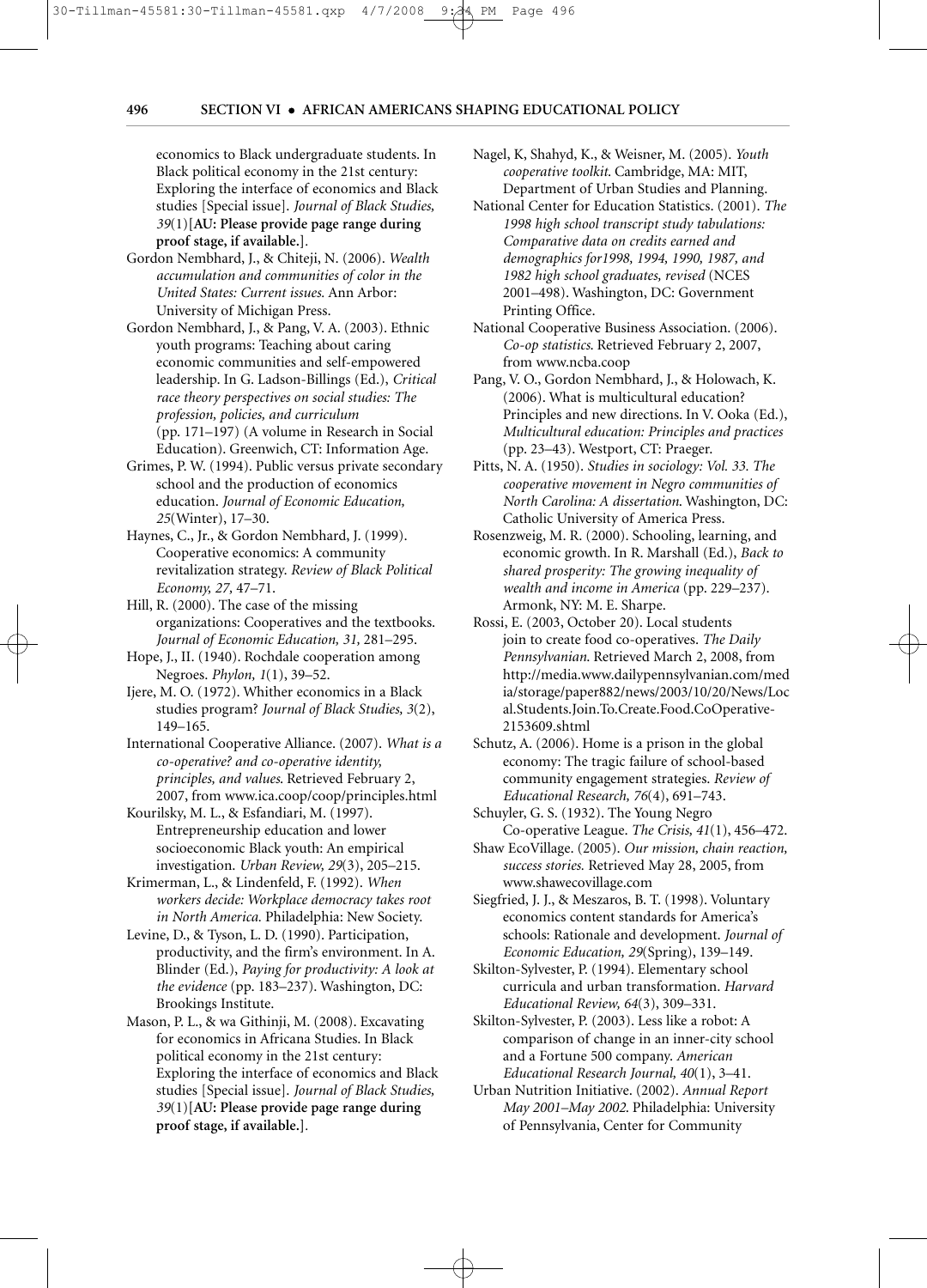economics to Black undergraduate students. In Black political economy in the 21st century: Exploring the interface of economics and Black studies [Special issue]. *Journal of Black Studies, 39*(1)[**AU: Please provide page range during proof stage, if available.**].

Gordon Nembhard, J., & Chiteji, N. (2006). *Wealth accumulation and communities of color in the United States: Current issues*. Ann Arbor: University of Michigan Press.

Gordon Nembhard, J., & Pang, V. A. (2003). Ethnic youth programs: Teaching about caring economic communities and self-empowered leadership. In G. Ladson-Billings (Ed.), *Critical race theory perspectives on social studies: The profession, policies, and curriculum* (pp. 171–197) (A volume in Research in Social Education). Greenwich, CT: Information Age.

Grimes, P. W. (1994). Public versus private secondary school and the production of economics education. *Journal of Economic Education, 25*(Winter), 17–30.

Haynes, C., Jr., & Gordon Nembhard, J. (1999). Cooperative economics: A community revitalization strategy. *Review of Black Political Economy, 27,* 47–71.

Hill, R. (2000). The case of the missing organizations: Cooperatives and the textbooks. *Journal of Economic Education, 31,* 281–295.

Hope, J., II. (1940). Rochdale cooperation among Negroes. *Phylon, 1*(1), 39–52.

Ijere, M. O. (1972). Whither economics in a Black studies program? *Journal of Black Studies, 3*(2), 149–165.

International Cooperative Alliance. (2007). *What is a co-operative? and co-operative identity, principles, and values*. Retrieved February 2, 2007, from www.ica.coop/coop/principles.html

Kourilsky, M. L., & Esfandiari, M. (1997). Entrepreneurship education and lower socioeconomic Black youth: An empirical investigation. *Urban Review, 29*(3), 205–215.

Krimerman, L., & Lindenfeld, F. (1992). *When workers decide: Workplace democracy takes root in North America.* Philadelphia: New Society.

Levine, D., & Tyson, L. D. (1990). Participation, productivity, and the firm's environment. In A. Blinder (Ed.), *Paying for productivity: A look at the evidence* (pp. 183–237). Washington, DC: Brookings Institute.

Mason, P. L., & wa Githinji, M. (2008). Excavating for economics in Africana Studies. In Black political economy in the 21st century: Exploring the interface of economics and Black studies [Special issue]. *Journal of Black Studies, 39*(1)[**AU: Please provide page range during proof stage, if available.**].

Nagel, K, Shahyd, K., & Weisner, M. (2005). *Youth cooperative toolkit*. Cambridge, MA: MIT, Department of Urban Studies and Planning.

National Center for Education Statistics. (2001). *The 1998 high school transcript study tabulations: Comparative data on credits earned and demographics for1998, 1994, 1990, 1987, and 1982 high school graduates, revised* (NCES 2001–498). Washington, DC: Government Printing Office.

National Cooperative Business Association. (2006). *Co-op statistics*. Retrieved February 2, 2007, from www.ncba.coop

Pang, V. O., Gordon Nembhard, J., & Holowach, K. (2006). What is multicultural education? Principles and new directions. In V. Ooka (Ed.), *Multicultural education: Principles and practices* (pp. 23–43). Westport, CT: Praeger.

Pitts, N. A. (1950). *Studies in sociology: Vol. 33. The cooperative movement in Negro communities of North Carolina: A dissertation*. Washington, DC: Catholic University of America Press.

Rosenzweig, M. R. (2000). Schooling, learning, and economic growth. In R. Marshall (Ed.), *Back to shared prosperity: The growing inequality of wealth and income in America* (pp. 229–237). Armonk, NY: M. E. Sharpe.

Rossi, E. (2003, October 20). Local students join to create food co-operatives. *The Daily Pennsylvanian*. Retrieved March 2, 2008, from http://media.www.dailypennsylvanian.com/media/storage/paper882/news/2003/10/20/News/Local.Students.Join.To.Create.Food.CoOperative-2153609.shtml

Schutz, A. (2006). Home is a prison in the global economy: The tragic failure of school-based community engagement strategies. *Review of Educational Research, 76*(4), 691–743.

Schuyler, G. S. (1932). The Young Negro Co-operative League. *The Crisis, 41*(1), 456–472.

Shaw EcoVillage. (2005). *Our mission, chain reaction, success stories.* Retrieved May 28, 2005, from www.shawecovillage.com

Siegfried, J. J., & Meszaros, B. T. (1998). Voluntary economics content standards for America's schools: Rationale and development. *Journal of Economic Education, 29*(Spring), 139–149.

Skilton-Sylvester, P. (1994). Elementary school curricula and urban transformation. *Harvard Educational Review, 64*(3), 309–331.

Skilton-Sylvester, P. (2003). Less like a robot: A comparison of change in an inner-city school and a Fortune 500 company. *American Educational Research Journal, 40*(1), 3–41.

Urban Nutrition Initiative. (2002). *Annual Report May 2001–May 2002*. Philadelphia: University of Pennsylvania, Center for Community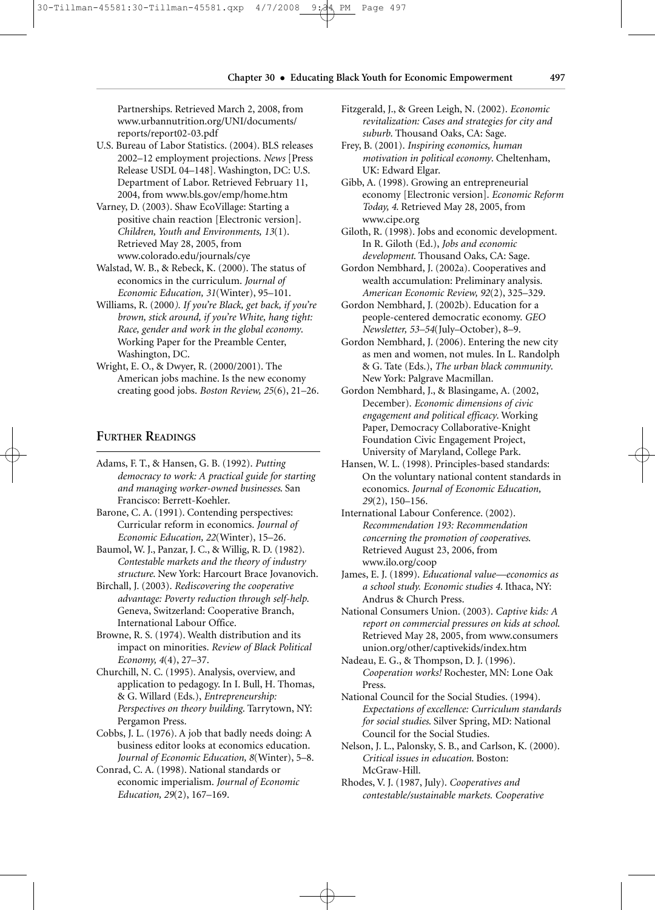Partnerships. Retrieved March 2, 2008, from www.urbannutrition.org/UNI/documents/reports/report02-03.pdf

U.S. Bureau of Labor Statistics. (2004). BLS releases 2002–12 employment projections. *News* [Press Release USDL 04–148]. Washington, DC: U.S. Department of Labor. Retrieved February 11, 2004, from www.bls.gov/emp/home.htm

Varney, D. (2003). Shaw EcoVillage: Starting a positive chain reaction [Electronic version]. *Children, Youth and Environments, 13*(1). Retrieved May 28, 2005, from www.colorado.edu/journals/cye

Walstad, W. B., & Rebeck, K. (2000). The status of economics in the curriculum. *Journal of Economic Education, 31*(Winter), 95–101.

Williams, R. (2000*). If you're Black, get back, if you're brown, stick around, if you're White, hang tight: Race, gender and work in the global economy*. Working Paper for the Preamble Center, Washington, DC.

Wright, E. O., & Dwyer, R. (2000/2001). The American jobs machine. Is the new economy creating good jobs. *Boston Review, 25*(6), 21–26.

## Further Readings

Adams, F. T., & Hansen, G. B. (1992). *Putting democracy to work: A practical guide for starting and managing worker-owned businesses*. San Francisco: Berrett-Koehler.

Barone, C. A. (1991). Contending perspectives: Curricular reform in economics. *Journal of Economic Education, 22*(Winter), 15–26.

Baumol, W. J., Panzar, J. C., & Willig, R. D. (1982). *Contestable markets and the theory of industry structure*. New York: Harcourt Brace Jovanovich.

Birchall, J. (2003). *Rediscovering the cooperative advantage: Poverty reduction through self-help*. Geneva, Switzerland: Cooperative Branch, International Labour Office.

Browne, R. S. (1974). Wealth distribution and its impact on minorities. *Review of Black Political Economy, 4*(4), 27–37.

Churchill, N. C. (1995). Analysis, overview, and application to pedagogy. In I. Bull, H. Thomas, & G. Willard (Eds.), *Entrepreneurship: Perspectives on theory building*. Tarrytown, NY: Pergamon Press.

Cobbs, J. L. (1976). A job that badly needs doing: A business editor looks at economics education. *Journal of Economic Education, 8*(Winter), 5–8.

Conrad, C. A. (1998). National standards or economic imperialism. *Journal of Economic Education, 29*(2), 167–169.

Fitzgerald, J., & Green Leigh, N. (2002). *Economic revitalization: Cases and strategies for city and suburb*. Thousand Oaks, CA: Sage.

Frey, B. (2001). *Inspiring economics, human motivation in political economy*. Cheltenham, UK: Edward Elgar.

Gibb, A. (1998). Growing an entrepreneurial economy [Electronic version]. *Economic Reform Today, 4*. Retrieved May 28, 2005, from www.cipe.org

Giloth, R. (1998). Jobs and economic development. In R. Giloth (Ed.), *Jobs and economic development*. Thousand Oaks, CA: Sage.

Gordon Nembhard, J. (2002a). Cooperatives and wealth accumulation: Preliminary analysis. *American Economic Review, 92*(2), 325–329.

Gordon Nembhard, J. (2002b). Education for a people-centered democratic economy. *GEO Newsletter, 53–54*(July–October), 8–9.

Gordon Nembhard, J. (2006). Entering the new city as men and women, not mules. In L. Randolph & G. Tate (Eds.), *The urban black community*. New York: Palgrave Macmillan.

Gordon Nembhard, J., & Blasingame, A. (2002, December). *Economic dimensions of civic engagement and political efficacy*. Working Paper, Democracy Collaborative-Knight Foundation Civic Engagement Project, University of Maryland, College Park.

Hansen, W. L. (1998). Principles-based standards: On the voluntary national content standards in economics. *Journal of Economic Education, 29*(2), 150–156.

International Labour Conference. (2002). *Recommendation 193: Recommendation concerning the promotion of cooperatives*. Retrieved August 23, 2006, from www.ilo.org/coop

James, E. J. (1899). *Educational value—economics as a school study. Economic studies 4*. Ithaca, NY: Andrus & Church Press.

National Consumers Union. (2003). *Captive kids: A report on commercial pressures on kids at school*. Retrieved May 28, 2005, from www.consumersunion.org/other/captivekids/index.htm

Nadeau, E. G., & Thompson, D. J. (1996). *Cooperation works!* Rochester, MN: Lone Oak Press.

National Council for the Social Studies. (1994). *Expectations of excellence: Curriculum standards for social studies*. Silver Spring, MD: National Council for the Social Studies.

Nelson, J. L., Palonsky, S. B., and Carlson, K. (2000). *Critical issues in education*. Boston: McGraw-Hill.

Rhodes, V. J. (1987, July). *Cooperatives and contestable/sustainable markets. Cooperative*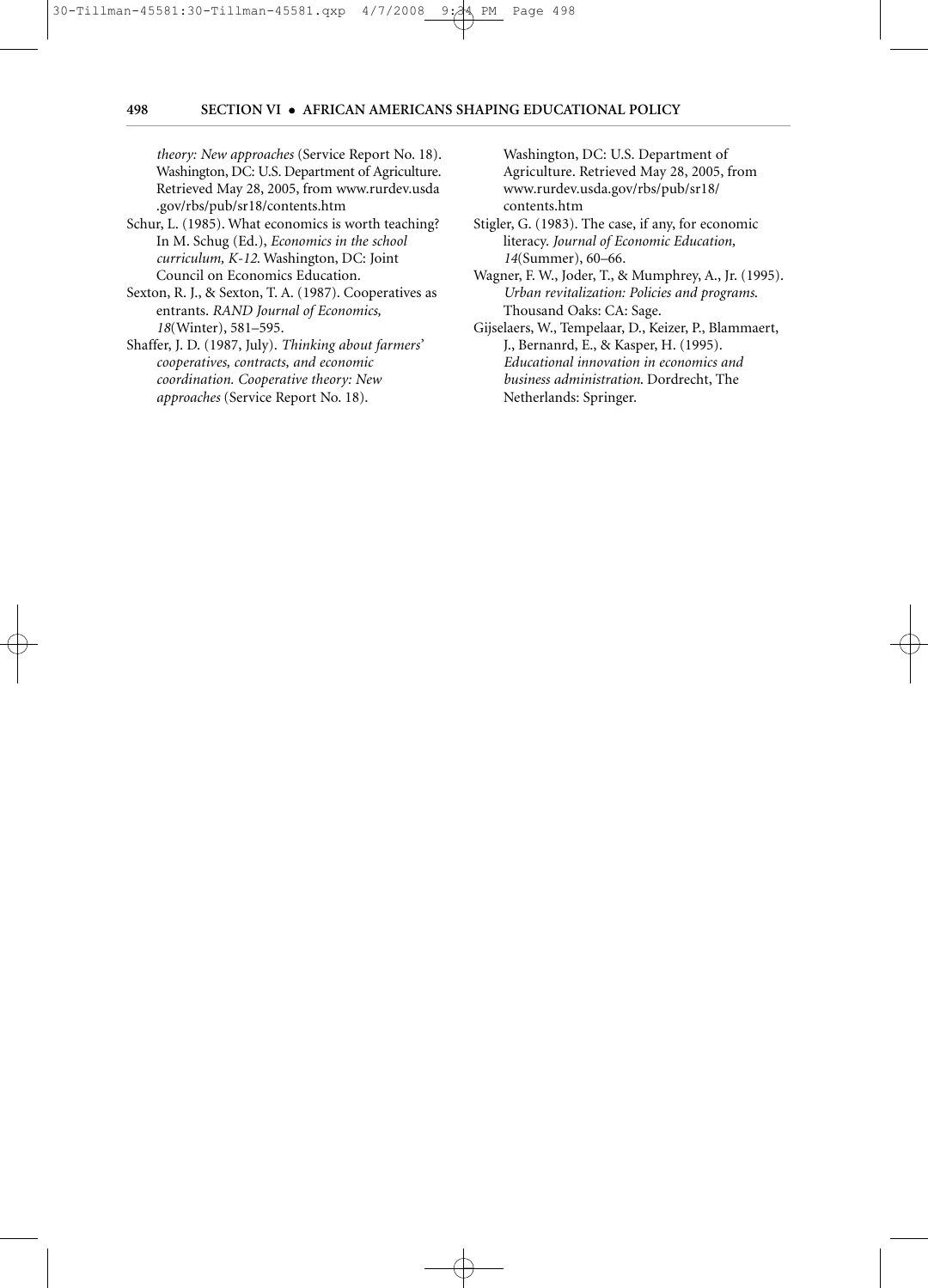*theory: New approaches* (Service Report No. 18). Washington, DC: U.S. Department of Agriculture. Retrieved May 28, 2005, from www.rurdev.usda .gov/rbs/pub/sr18/contents.htm

Schur, L. (1985). What economics is worth teaching? In M. Schug (Ed.), *Economics in the school curriculum, K-12*. Washington, DC: Joint Council on Economics Education.

Sexton, R. J., & Sexton, T. A. (1987). Cooperatives as entrants. *RAND Journal of Economics, 18*(Winter), 581–595.

Shaffer, J. D. (1987, July). *Thinking about farmers' cooperatives, contracts, and economic coordination. Cooperative theory: New approaches* (Service Report No. 18). Washington, DC: U.S. Department of Agriculture. Retrieved May 28, 2005, from www.rurdev.usda.gov/rbs/pub/sr18/contents.htm

Stigler, G. (1983). The case, if any, for economic literacy. *Journal of Economic Education, 14*(Summer), 60–66.

Wagner, F. W., Joder, T., & Mumphrey, A., Jr. (1995). *Urban revitalization: Policies and programs.* Thousand Oaks: CA: Sage.

Gijselaers, W., Tempelaar, D., Keizer, P., Blammaert, J., Bernanrd, E., & Kasper, H. (1995). *Educational innovation in economics and business administration*. Dordrecht, The Netherlands: Springer.